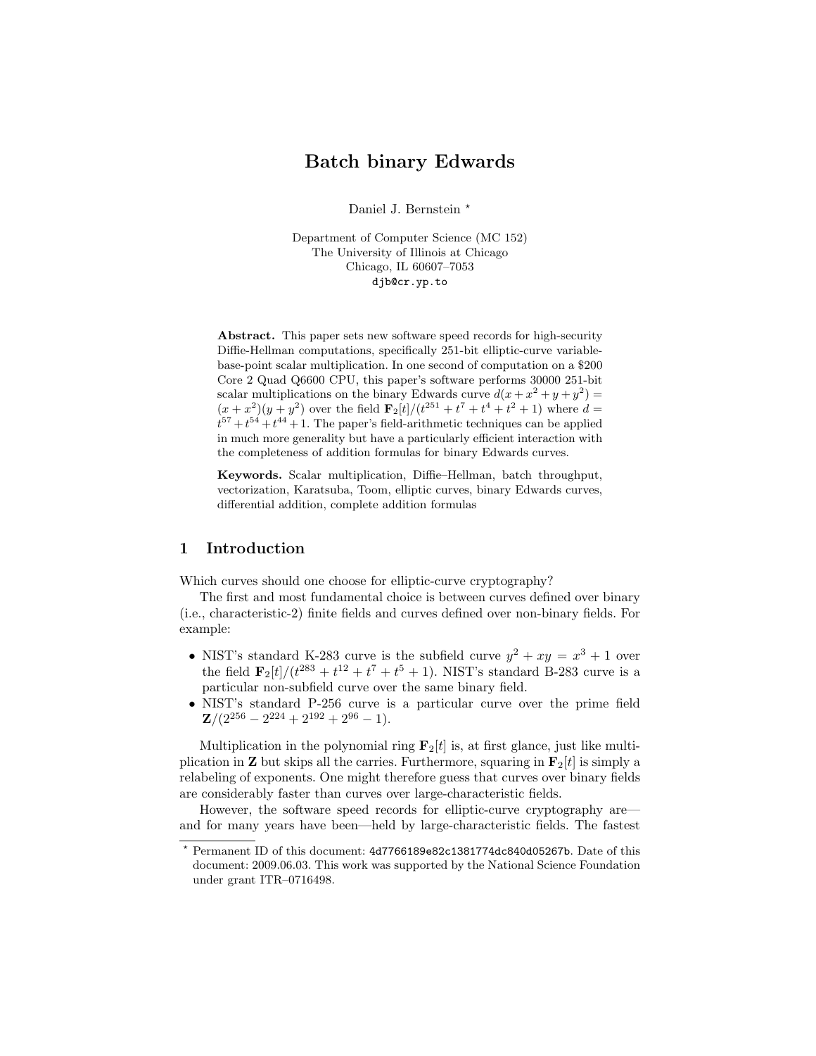# Batch binary Edwards

Daniel J. Bernstein [*]

Department of Computer Science (MC 152)
The University of Illinois at Chicago
Chicago, IL 60607–7053
djb@cr.yp.to

**Abstract.** This paper sets new software speed records for high-security Diffie-Hellman computations, specifically 251-bit elliptic-curve variable-base-point scalar multiplication. In one second of computation on a \$200 Core 2 Quad Q6600 CPU, this paper's software performs 30000 251-bit scalar multiplications on the binary Edwards curve $d(x + x^2 + y + y^2) = (x + x^2)(y + y^2)$ over the field $\mathbf{F}_2[t]/(t^{251} + t^7 + t^4 + t^2 + 1)$ where $d = t^{57} + t^{54} + t^{44} + 1$. The paper's field-arithmetic techniques can be applied in much more generality but have a particularly efficient interaction with the completeness of addition formulas for binary Edwards curves.

**Keywords.** Scalar multiplication, Diffie–Hellman, batch throughput, vectorization, Karatsuba, Toom, elliptic curves, binary Edwards curves, differential addition, complete addition formulas

## 1 Introduction

Which curves should one choose for elliptic-curve cryptography?

The first and most fundamental choice is between curves defined over binary (i.e., characteristic-2) finite fields and curves defined over non-binary fields. For example:

- NIST's standard K-283 curve is the subfield curve $y^2 + xy = x^3 + 1$ over the field $\mathbf{F}_2[t]/(t^{283} + t^{12} + t^7 + t^5 + 1)$. NIST's standard B-283 curve is a particular non-subfield curve over the same binary field.
- NIST's standard P-256 curve is a particular curve over the prime field $\mathbf{Z}/(2^{256} - 2^{224} + 2^{192} + 2^{96} - 1)$.

Multiplication in the polynomial ring $\mathbf{F}_2[t]$ is, at first glance, just like multiplication in $\mathbf{Z}$ but skips all the carries. Furthermore, squaring in $\mathbf{F}_2[t]$ is simply a relabeling of exponents. One might therefore guess that curves over binary fields are considerably faster than curves over large-characteristic fields.

However, the software speed records for elliptic-curve cryptography are—and for many years have been—held by large-characteristic fields. The fastest

[*] Permanent ID of this document: 4d7766189e82c1381774dc840d05267b. Date of this document: 2009.06.03. This work was supported by the National Science Foundation under grant ITR–0716498.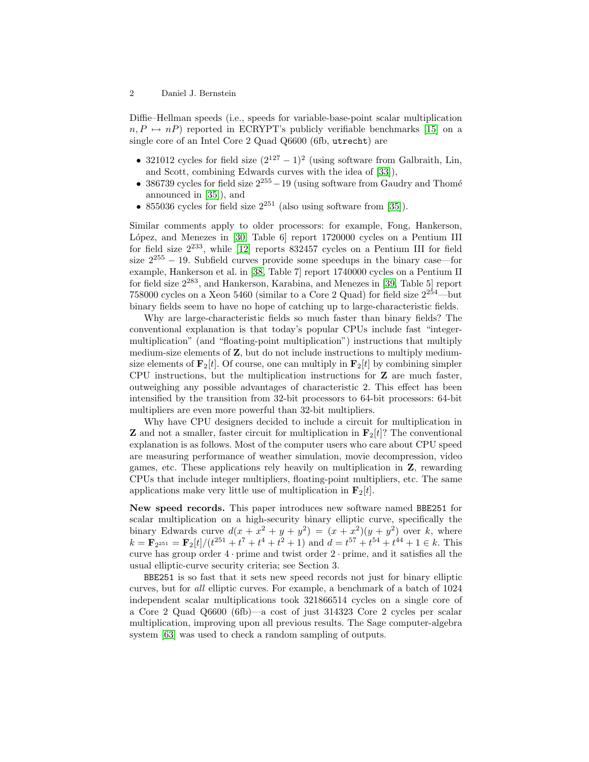Diffie–Hellman speeds (i.e., speeds for variable-base-point scalar multiplication $n, P \mapsto nP$) reported in ECRYPT's publicly verifiable benchmarks [15] on a single core of an Intel Core 2 Quad Q6600 (6fb, `utrecht`) are

- 321012 cycles for field size $(2^{127} - 1)^2$ (using software from Galbraith, Lin, and Scott, combining Edwards curves with the idea of [33]),
- 386739 cycles for field size $2^{255} - 19$ (using software from Gaudry and Thomé announced in [35]), and
- 855036 cycles for field size $2^{251}$ (also using software from [35]).

Similar comments apply to older processors: for example, Fong, Hankerson, López, and Menezes in [30, Table 6] report 1720000 cycles on a Pentium III for field size $2^{233}$, while [12] reports 832457 cycles on a Pentium III for field size $2^{255} - 19$. Subfield curves provide some speedups in the binary case—for example, Hankerson et al. in [38, Table 7] report 1740000 cycles on a Pentium II for field size $2^{283}$, and Hankerson, Karabina, and Menezes in [39, Table 5] report 758000 cycles on a Xeon 5460 (similar to a Core 2 Quad) for field size $2^{254}$—but binary fields seem to have no hope of catching up to large-characteristic fields.

Why are large-characteristic fields so much faster than binary fields? The conventional explanation is that today's popular CPUs include fast "integer-multiplication" (and "floating-point multiplication") instructions that multiply medium-size elements of $\mathbf{Z}$, but do not include instructions to multiply medium-size elements of $\mathbf{F}_2[t]$. Of course, one can multiply in $\mathbf{F}_2[t]$ by combining simpler CPU instructions, but the multiplication instructions for $\mathbf{Z}$ are much faster, outweighing any possible advantages of characteristic 2. This effect has been intensified by the transition from 32-bit processors to 64-bit processors: 64-bit multipliers are even more powerful than 32-bit multipliers.

Why have CPU designers decided to include a circuit for multiplication in $\mathbf{Z}$ and not a smaller, faster circuit for multiplication in $\mathbf{F}_2[t]$? The conventional explanation is as follows. Most of the computer users who care about CPU speed are measuring performance of weather simulation, movie decompression, video games, etc. These applications rely heavily on multiplication in $\mathbf{Z}$, rewarding CPUs that include integer multipliers, floating-point multipliers, etc. The same applications make very little use of multiplication in $\mathbf{F}_2[t]$.

**New speed records.** This paper introduces new software named `BBE251` for scalar multiplication on a high-security binary elliptic curve, specifically the binary Edwards curve $d(x + x^2 + y + y^2) = (x + x^2)(y + y^2)$ over $k$, where $k = \mathbf{F}_{2^{251}} = \mathbf{F}_2[t]/(t^{251} + t^7 + t^4 + t^2 + 1)$ and $d = t^{57} + t^{54} + t^{44} + 1 \in k$. This curve has group order $4 \cdot$ prime and twist order $2 \cdot$ prime, and it satisfies all the usual elliptic-curve security criteria; see Section 3.

`BBE251` is so fast that it sets new speed records not just for binary elliptic curves, but for *all* elliptic curves. For example, a benchmark of a batch of 1024 independent scalar multiplications took 321866514 cycles on a single core of a Core 2 Quad Q6600 (6fb)—a cost of just 314323 Core 2 cycles per scalar multiplication, improving upon all previous results. The Sage computer-algebra system [63] was used to check a random sampling of outputs.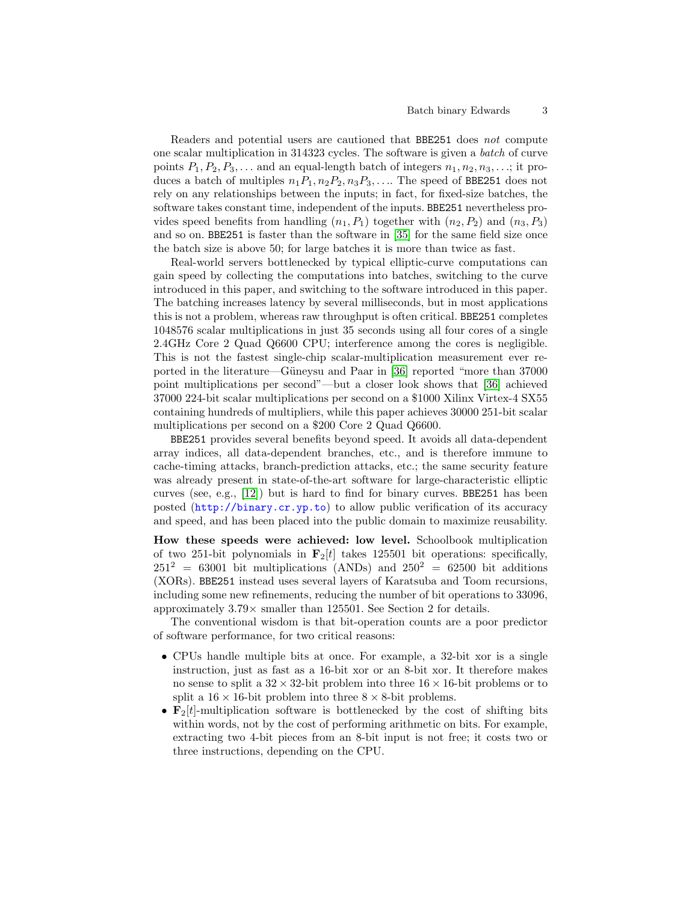Readers and potential users are cautioned that BBE251 does *not* compute one scalar multiplication in 314323 cycles. The software is given a *batch* of curve points $P_1, P_2, P_3, \ldots$ and an equal-length batch of integers $n_1, n_2, n_3, \ldots$; it produces a batch of multiples $n_1P_1, n_2P_2, n_3P_3, \ldots$. The speed of BBE251 does not rely on any relationships between the inputs; in fact, for fixed-size batches, the software takes constant time, independent of the inputs. BBE251 nevertheless provides speed benefits from handling $(n_1, P_1)$ together with $(n_2, P_2)$ and $(n_3, P_3)$ and so on. BBE251 is faster than the software in [35] for the same field size once the batch size is above 50; for large batches it is more than twice as fast.

Real-world servers bottlenecked by typical elliptic-curve computations can gain speed by collecting the computations into batches, switching to the curve introduced in this paper, and switching to the software introduced in this paper. The batching increases latency by several milliseconds, but in most applications this is not a problem, whereas raw throughput is often critical. BBE251 completes 1048576 scalar multiplications in just 35 seconds using all four cores of a single 2.4GHz Core 2 Quad Q6600 CPU; interference among the cores is negligible. This is not the fastest single-chip scalar-multiplication measurement ever reported in the literature—Güneysu and Paar in [36] reported "more than 37000 point multiplications per second"—but a closer look shows that [36] achieved 37000 224-bit scalar multiplications per second on a \$1000 Xilinx Virtex-4 SX55 containing hundreds of multipliers, while this paper achieves 30000 251-bit scalar multiplications per second on a \$200 Core 2 Quad Q6600.

BBE251 provides several benefits beyond speed. It avoids all data-dependent array indices, all data-dependent branches, etc., and is therefore immune to cache-timing attacks, branch-prediction attacks, etc.; the same security feature was already present in state-of-the-art software for large-characteristic elliptic curves (see, e.g., [12]) but is hard to find for binary curves. BBE251 has been posted (http://binary.cr.yp.to) to allow public verification of its accuracy and speed, and has been placed into the public domain to maximize reusability.

**How these speeds were achieved: low level.** Schoolbook multiplication of two 251-bit polynomials in $\mathbf{F}_2[t]$ takes 125501 bit operations: specifically, $251^2 = 63001$ bit multiplications (ANDs) and $250^2 = 62500$ bit additions (XORs). BBE251 instead uses several layers of Karatsuba and Toom recursions, including some new refinements, reducing the number of bit operations to 33096, approximately $3.79\times$ smaller than 125501. See Section 2 for details.

The conventional wisdom is that bit-operation counts are a poor predictor of software performance, for two critical reasons:

- CPUs handle multiple bits at once. For example, a 32-bit xor is a single instruction, just as fast as a 16-bit xor or an 8-bit xor. It therefore makes no sense to split a $32 \times 32$-bit problem into three $16 \times 16$-bit problems or to split a $16 \times 16$-bit problem into three $8 \times 8$-bit problems.
- $\mathbf{F}_2[t]$-multiplication software is bottlenecked by the cost of shifting bits within words, not by the cost of performing arithmetic on bits. For example, extracting two 4-bit pieces from an 8-bit input is not free; it costs two or three instructions, depending on the CPU.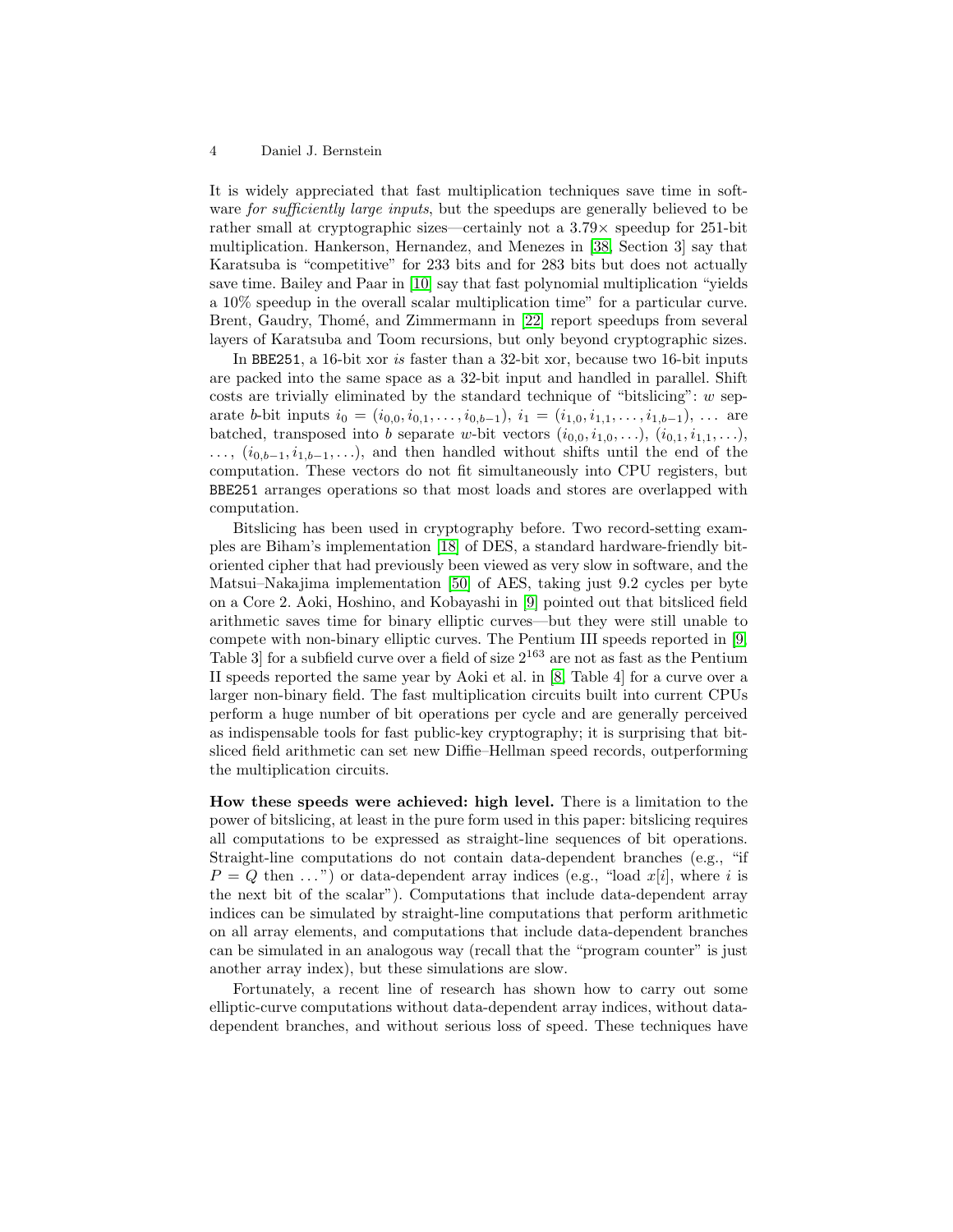It is widely appreciated that fast multiplication techniques save time in software *for sufficiently large inputs*, but the speedups are generally believed to be rather small at cryptographic sizes—certainly not a 3.79× speedup for 251-bit multiplication. Hankerson, Hernandez, and Menezes in [38, Section 3] say that Karatsuba is "competitive" for 233 bits and for 283 bits but does not actually save time. Bailey and Paar in [10] say that fast polynomial multiplication "yields a 10% speedup in the overall scalar multiplication time" for a particular curve. Brent, Gaudry, Thomé, and Zimmermann in [22] report speedups from several layers of Karatsuba and Toom recursions, but only beyond cryptographic sizes.

In BBE251, a 16-bit xor *is* faster than a 32-bit xor, because two 16-bit inputs are packed into the same space as a 32-bit input and handled in parallel. Shift costs are trivially eliminated by the standard technique of "bitslicing": $w$ separate $b$-bit inputs $i_0 = (i_{0,0}, i_{0,1}, \ldots, i_{0,b-1})$, $i_1 = (i_{1,0}, i_{1,1}, \ldots, i_{1,b-1})$, … are batched, transposed into $b$ separate $w$-bit vectors $(i_{0,0}, i_{1,0}, \ldots)$, $(i_{0,1}, i_{1,1}, \ldots)$, …, $(i_{0,b-1}, i_{1,b-1}, \ldots)$, and then handled without shifts until the end of the computation. These vectors do not fit simultaneously into CPU registers, but BBE251 arranges operations so that most loads and stores are overlapped with computation.

Bitslicing has been used in cryptography before. Two record-setting examples are Biham's implementation [18] of DES, a standard hardware-friendly bit-oriented cipher that had previously been viewed as very slow in software, and the Matsui–Nakajima implementation [50] of AES, taking just 9.2 cycles per byte on a Core 2. Aoki, Hoshino, and Kobayashi in [9] pointed out that bitsliced field arithmetic saves time for binary elliptic curves—but they were still unable to compete with non-binary elliptic curves. The Pentium III speeds reported in [9, Table 3] for a subfield curve over a field of size $2^{163}$ are not as fast as the Pentium II speeds reported the same year by Aoki et al. in [8, Table 4] for a curve over a larger non-binary field. The fast multiplication circuits built into current CPUs perform a huge number of bit operations per cycle and are generally perceived as indispensable tools for fast public-key cryptography; it is surprising that bitsliced field arithmetic can set new Diffie–Hellman speed records, outperforming the multiplication circuits.

**How these speeds were achieved: high level.** There is a limitation to the power of bitslicing, at least in the pure form used in this paper: bitslicing requires all computations to be expressed as straight-line sequences of bit operations. Straight-line computations do not contain data-dependent branches (e.g., "if $P = Q$ then …") or data-dependent array indices (e.g., "load $x[i]$, where $i$ is the next bit of the scalar"). Computations that include data-dependent array indices can be simulated by straight-line computations that perform arithmetic on all array elements, and computations that include data-dependent branches can be simulated in an analogous way (recall that the "program counter" is just another array index), but these simulations are slow.

Fortunately, a recent line of research has shown how to carry out some elliptic-curve computations without data-dependent array indices, without data-dependent branches, and without serious loss of speed. These techniques have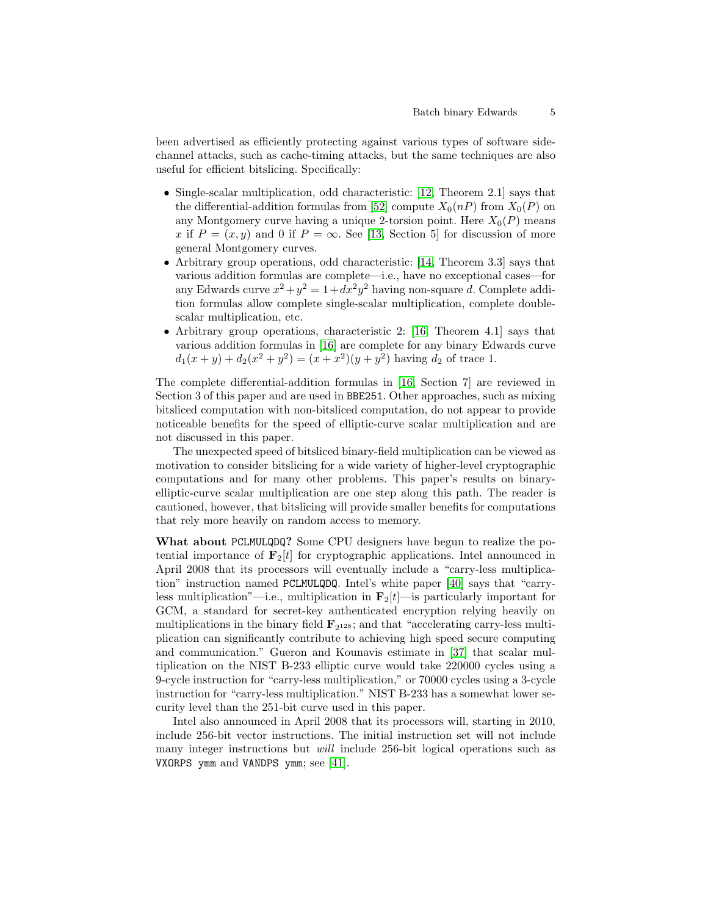been advertised as efficiently protecting against various types of software side-channel attacks, such as cache-timing attacks, but the same techniques are also useful for efficient bitslicing. Specifically:

- Single-scalar multiplication, odd characteristic: [12, Theorem 2.1] says that the differential-addition formulas from [52] compute $X_0(nP)$ from $X_0(P)$ on any Montgomery curve having a unique 2-torsion point. Here $X_0(P)$ means $x$ if $P = (x, y)$ and 0 if $P = \infty$. See [13, Section 5] for discussion of more general Montgomery curves.
- Arbitrary group operations, odd characteristic: [14, Theorem 3.3] says that various addition formulas are complete—i.e., have no exceptional cases—for any Edwards curve $x^2+y^2 = 1+dx^2y^2$ having non-square $d$. Complete addition formulas allow complete single-scalar multiplication, complete double-scalar multiplication, etc.
- Arbitrary group operations, characteristic 2: [16, Theorem 4.1] says that various addition formulas in [16] are complete for any binary Edwards curve $d_1(x + y) + d_2(x^2 + y^2) = (x + x^2)(y + y^2)$ having $d_2$ of trace 1.

The complete differential-addition formulas in [16, Section 7] are reviewed in Section 3 of this paper and are used in BBE251. Other approaches, such as mixing bitsliced computation with non-bitsliced computation, do not appear to provide noticeable benefits for the speed of elliptic-curve scalar multiplication and are not discussed in this paper.

The unexpected speed of bitsliced binary-field multiplication can be viewed as motivation to consider bitslicing for a wide variety of higher-level cryptographic computations and for many other problems. This paper's results on binary-elliptic-curve scalar multiplication are one step along this path. The reader is cautioned, however, that bitslicing will provide smaller benefits for computations that rely more heavily on random access to memory.

**What about PCLMULQDQ?** Some CPU designers have begun to realize the potential importance of $\mathbf{F}_2[t]$ for cryptographic applications. Intel announced in April 2008 that its processors will eventually include a "carry-less multiplication" instruction named PCLMULQDQ. Intel's white paper [40] says that "carry-less multiplication"—i.e., multiplication in $\mathbf{F}_2[t]$—is particularly important for GCM, a standard for secret-key authenticated encryption relying heavily on multiplications in the binary field $\mathbf{F}_{2^{128}}$; and that "accelerating carry-less multiplication can significantly contribute to achieving high speed secure computing and communication." Gueron and Kounavis estimate in [37] that scalar multiplication on the NIST B-233 elliptic curve would take 220000 cycles using a 9-cycle instruction for "carry-less multiplication," or 70000 cycles using a 3-cycle instruction for "carry-less multiplication." NIST B-233 has a somewhat lower security level than the 251-bit curve used in this paper.

Intel also announced in April 2008 that its processors will, starting in 2010, include 256-bit vector instructions. The initial instruction set will not include many integer instructions but *will* include 256-bit logical operations such as VXORPS ymm and VANDPS ymm; see [41].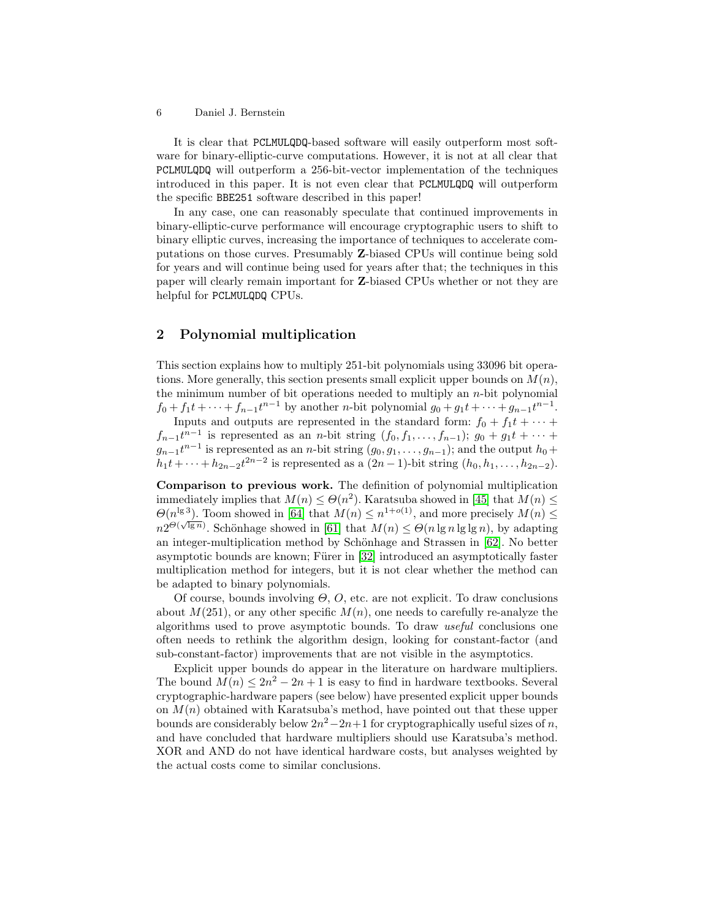It is clear that PCLMULQDQ-based software will easily outperform most software for binary-elliptic-curve computations. However, it is not at all clear that PCLMULQDQ will outperform a 256-bit-vector implementation of the techniques introduced in this paper. It is not even clear that PCLMULQDQ will outperform the specific BBE251 software described in this paper!

In any case, one can reasonably speculate that continued improvements in binary-elliptic-curve performance will encourage cryptographic users to shift to binary elliptic curves, increasing the importance of techniques to accelerate computations on those curves. Presumably **Z**-biased CPUs will continue being sold for years and will continue being used for years after that; the techniques in this paper will clearly remain important for **Z**-biased CPUs whether or not they are helpful for PCLMULQDQ CPUs.

## 2 Polynomial multiplication

This section explains how to multiply 251-bit polynomials using 33096 bit operations. More generally, this section presents small explicit upper bounds on $M(n)$, the minimum number of bit operations needed to multiply an $n$-bit polynomial $f_0 + f_1 t + \cdots + f_{n-1} t^{n-1}$ by another $n$-bit polynomial $g_0 + g_1 t + \cdots + g_{n-1} t^{n-1}$.

Inputs and outputs are represented in the standard form: $f_0 + f_1 t + \cdots + f_{n-1} t^{n-1}$ is represented as an $n$-bit string $(f_0, f_1, \ldots, f_{n-1})$; $g_0 + g_1 t + \cdots + g_{n-1} t^{n-1}$ is represented as an $n$-bit string $(g_0, g_1, \ldots, g_{n-1})$; and the output $h_0 + h_1 t + \cdots + h_{2n-2} t^{2n-2}$ is represented as a $(2n-1)$-bit string $(h_0, h_1, \ldots, h_{2n-2})$.

**Comparison to previous work.** The definition of polynomial multiplication immediately implies that $M(n) \leq \Theta(n^2)$. Karatsuba showed in [45] that $M(n) \leq \Theta(n^{\lg 3})$. Toom showed in [64] that $M(n) \leq n^{1+o(1)}$, and more precisely $M(n) \leq n 2^{\Theta(\sqrt{\lg n})}$. Schönhage showed in [61] that $M(n) \leq \Theta(n \lg n \lg \lg n)$, by adapting an integer-multiplication method by Schönhage and Strassen in [62]. No better asymptotic bounds are known; Fürer in [32] introduced an asymptotically faster multiplication method for integers, but it is not clear whether the method can be adapted to binary polynomials.

Of course, bounds involving $\Theta$, $O$, etc. are not explicit. To draw conclusions about $M(251)$, or any other specific $M(n)$, one needs to carefully re-analyze the algorithms used to prove asymptotic bounds. To draw *useful* conclusions one often needs to rethink the algorithm design, looking for constant-factor (and sub-constant-factor) improvements that are not visible in the asymptotics.

Explicit upper bounds do appear in the literature on hardware multipliers. The bound $M(n) \leq 2n^2 - 2n + 1$ is easy to find in hardware textbooks. Several cryptographic-hardware papers (see below) have presented explicit upper bounds on $M(n)$ obtained with Karatsuba's method, have pointed out that these upper bounds are considerably below $2n^2 - 2n + 1$ for cryptographically useful sizes of $n$, and have concluded that hardware multipliers should use Karatsuba's method. XOR and AND do not have identical hardware costs, but analyses weighted by the actual costs come to similar conclusions.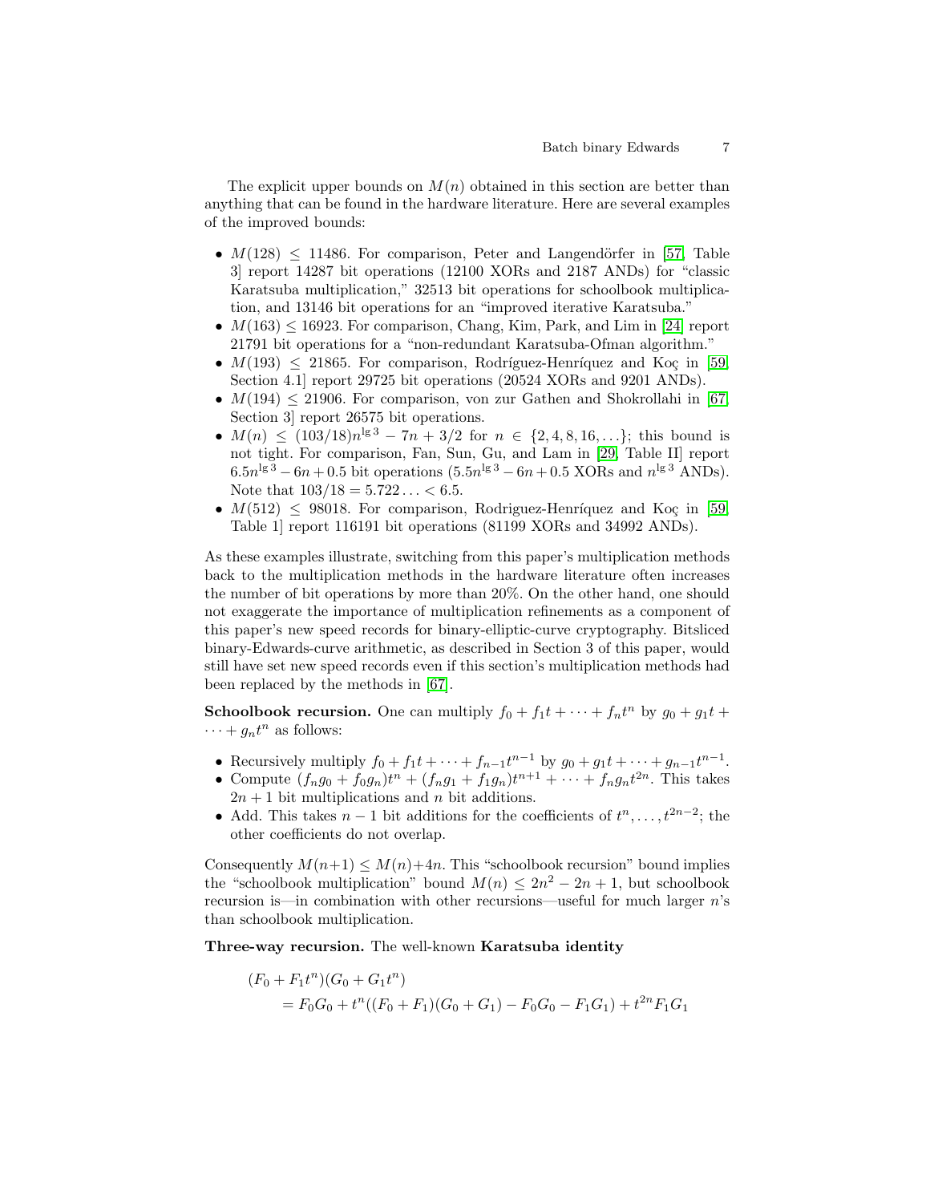The explicit upper bounds on $M(n)$ obtained in this section are better than anything that can be found in the hardware literature. Here are several examples of the improved bounds:

- $M(128) \leq 11486$. For comparison, Peter and Langendörfer in [57, Table 3] report 14287 bit operations (12100 XORs and 2187 ANDs) for "classic Karatsuba multiplication," 32513 bit operations for schoolbook multiplication, and 13146 bit operations for an "improved iterative Karatsuba."
- $M(163) \leq 16923$. For comparison, Chang, Kim, Park, and Lim in [24] report 21791 bit operations for a "non-redundant Karatsuba-Ofman algorithm."
- $M(193) \leq 21865$. For comparison, Rodríguez-Henríquez and Koç in [59, Section 4.1] report 29725 bit operations (20524 XORs and 9201 ANDs).
- $M(194) \leq 21906$. For comparison, von zur Gathen and Shokrollahi in [67, Section 3] report 26575 bit operations.
- $M(n) \leq (103/18)n^{\lg 3} - 7n + 3/2$ for $n \in \{2, 4, 8, 16, \ldots\}$; this bound is not tight. For comparison, Fan, Sun, Gu, and Lam in [29, Table II] report $6.5n^{\lg 3} - 6n + 0.5$ bit operations ($5.5n^{\lg 3} - 6n + 0.5$ XORs and $n^{\lg 3}$ ANDs). Note that $103/18 = 5.722\ldots < 6.5$.
- $M(512) \leq 98018$. For comparison, Rodriguez-Henríquez and Koç in [59, Table 1] report 116191 bit operations (81199 XORs and 34992 ANDs).

As these examples illustrate, switching from this paper's multiplication methods back to the multiplication methods in the hardware literature often increases the number of bit operations by more than 20%. On the other hand, one should not exaggerate the importance of multiplication refinements as a component of this paper's new speed records for binary-elliptic-curve cryptography. Bitsliced binary-Edwards-curve arithmetic, as described in Section 3 of this paper, would still have set new speed records even if this section's multiplication methods had been replaced by the methods in [67].

**Schoolbook recursion.** One can multiply $f_0 + f_1 t + \cdots + f_n t^n$ by $g_0 + g_1 t + \cdots + g_n t^n$ as follows:

- Recursively multiply $f_0 + f_1 t + \cdots + f_{n-1} t^{n-1}$ by $g_0 + g_1 t + \cdots + g_{n-1} t^{n-1}$.
- Compute $(f_n g_0 + f_0 g_n) t^n + (f_n g_1 + f_1 g_n) t^{n+1} + \cdots + f_n g_n t^{2n}$. This takes $2n + 1$ bit multiplications and $n$ bit additions.
- Add. This takes $n - 1$ bit additions for the coefficients of $t^n, \ldots, t^{2n-2}$; the other coefficients do not overlap.

Consequently $M(n+1) \leq M(n) + 4n$. This "schoolbook recursion" bound implies the "schoolbook multiplication" bound $M(n) \leq 2n^2 - 2n + 1$, but schoolbook recursion is—in combination with other recursions—useful for much larger $n$'s than schoolbook multiplication.

**Three-way recursion.** The well-known **Karatsuba identity**

$$
\begin{aligned}
&(F_0 + F_1 t^n)(G_0 + G_1 t^n) \\
&\quad = F_0 G_0 + t^n((F_0 + F_1)(G_0 + G_1) - F_0 G_0 - F_1 G_1) + t^{2n} F_1 G_1
\end{aligned}
$$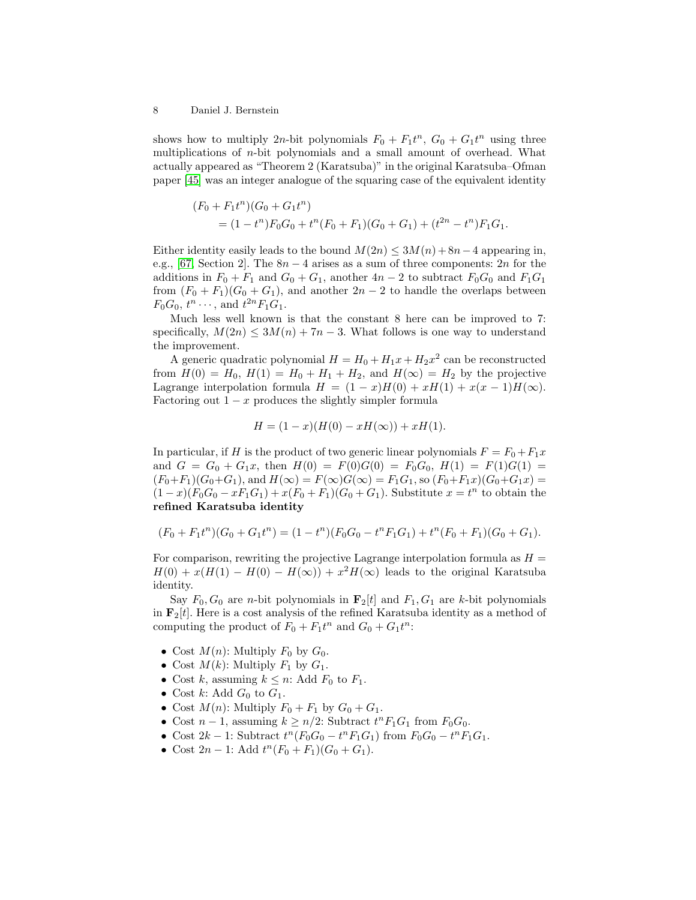shows how to multiply $2n$-bit polynomials $F_0 + F_1t^n$, $G_0 + G_1t^n$ using three multiplications of $n$-bit polynomials and a small amount of overhead. What actually appeared as "Theorem 2 (Karatsuba)" in the original Karatsuba–Ofman paper [45] was an integer analogue of the squaring case of the equivalent identity

$$
\begin{aligned}
&(F_0 + F_1t^n)(G_0 + G_1t^n) \\
&\quad = (1 - t^n)F_0G_0 + t^n(F_0 + F_1)(G_0 + G_1) + (t^{2n} - t^n)F_1G_1.
\end{aligned}
$$

Either identity easily leads to the bound $M(2n) \le 3M(n) + 8n - 4$ appearing in, e.g., [67, Section 2]. The $8n - 4$ arises as a sum of three components: $2n$ for the additions in $F_0 + F_1$ and $G_0 + G_1$, another $4n - 2$ to subtract $F_0G_0$ and $F_1G_1$ from $(F_0 + F_1)(G_0 + G_1)$, and another $2n - 2$ to handle the overlaps between $F_0G_0$, $t^n \cdots$, and $t^{2n}F_1G_1$.

Much less well known is that the constant 8 here can be improved to 7: specifically, $M(2n) \le 3M(n) + 7n - 3$. What follows is one way to understand the improvement.

A generic quadratic polynomial $H = H_0 + H_1x + H_2x^2$ can be reconstructed from $H(0) = H_0$, $H(1) = H_0 + H_1 + H_2$, and $H(\infty) = H_2$ by the projective Lagrange interpolation formula $H = (1 - x)H(0) + xH(1) + x(x - 1)H(\infty)$. Factoring out $1 - x$ produces the slightly simpler formula

$$H = (1 - x)(H(0) - xH(\infty)) + xH(1).$$

In particular, if $H$ is the product of two generic linear polynomials $F = F_0 + F_1x$ and $G = G_0 + G_1x$, then $H(0) = F(0)G(0) = F_0G_0$, $H(1) = F(1)G(1) = (F_0+F_1)(G_0+G_1)$, and $H(\infty) = F(\infty)G(\infty) = F_1G_1$, so $(F_0+F_1x)(G_0+G_1x) = (1-x)(F_0G_0 - xF_1G_1) + x(F_0 + F_1)(G_0 + G_1)$. Substitute $x = t^n$ to obtain the **refined Karatsuba identity**

$$(F_0 + F_1t^n)(G_0 + G_1t^n) = (1 - t^n)(F_0G_0 - t^nF_1G_1) + t^n(F_0 + F_1)(G_0 + G_1).$$

For comparison, rewriting the projective Lagrange interpolation formula as $H = H(0) + x(H(1) - H(0) - H(\infty)) + x^2H(\infty)$ leads to the original Karatsuba identity.

Say $F_0, G_0$ are $n$-bit polynomials in $\mathbf{F}_2[t]$ and $F_1, G_1$ are $k$-bit polynomials in $\mathbf{F}_2[t]$. Here is a cost analysis of the refined Karatsuba identity as a method of computing the product of $F_0 + F_1t^n$ and $G_0 + G_1t^n$:

- Cost $M(n)$: Multiply $F_0$ by $G_0$.
- Cost $M(k)$: Multiply $F_1$ by $G_1$.
- Cost $k$, assuming $k \le n$: Add $F_0$ to $F_1$.
- Cost $k$: Add $G_0$ to $G_1$.
- Cost $M(n)$: Multiply $F_0 + F_1$ by $G_0 + G_1$.
- Cost $n - 1$, assuming $k \ge n/2$: Subtract $t^nF_1G_1$ from $F_0G_0$.
- Cost $2k - 1$: Subtract $t^n(F_0G_0 - t^nF_1G_1)$ from $F_0G_0 - t^nF_1G_1$.
- Cost $2n - 1$: Add $t^n(F_0 + F_1)(G_0 + G_1)$.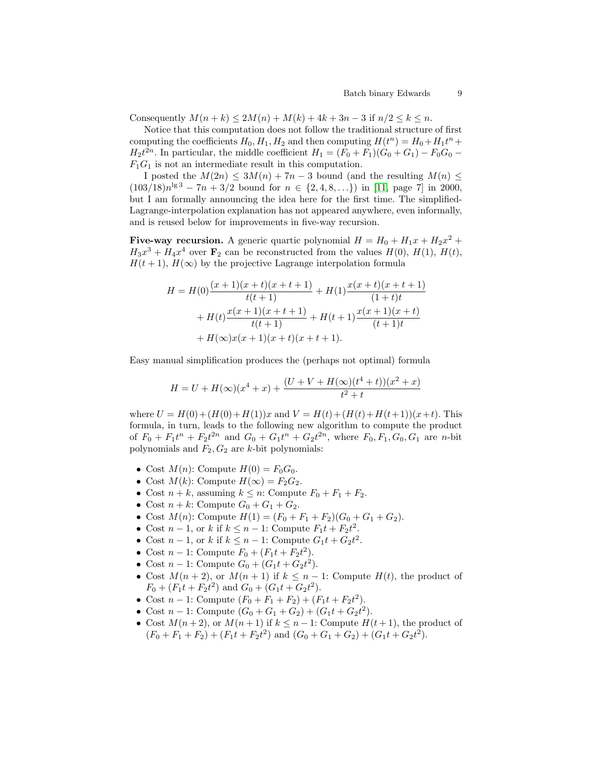Consequently $M(n + k) \le 2M(n) + M(k) + 4k + 3n - 3$ if $n/2 \le k \le n$.

Notice that this computation does not follow the traditional structure of first computing the coefficients $H_0, H_1, H_2$ and then computing $H(t^n) = H_0 + H_1 t^n + H_2 t^{2n}$. In particular, the middle coefficient $H_1 = (F_0 + F_1)(G_0 + G_1) - F_0 G_0 - F_1 G_1$ is not an intermediate result in this computation.

I posted the $M(2n) \le 3M(n) + 7n - 3$ bound (and the resulting $M(n) \le (103/18)n^{\lg 3} - 7n + 3/2$ bound for $n \in \{2, 4, 8, \ldots\}$) in [11, page 7] in 2000, but I am formally announcing the idea here for the first time. The simplified-Lagrange-interpolation explanation has not appeared anywhere, even informally, and is reused below for improvements in five-way recursion.

**Five-way recursion.** A generic quartic polynomial $H = H_0 + H_1 x + H_2 x^2 + H_3 x^3 + H_4 x^4$ over $\mathbf{F}_2$ can be reconstructed from the values $H(0)$, $H(1)$, $H(t)$, $H(t+1)$, $H(\infty)$ by the projective Lagrange interpolation formula

$$
\begin{aligned}
H = H(0)\frac{(x+1)(x+t)(x+t+1)}{t(t+1)} &+ H(1)\frac{x(x+t)(x+t+1)}{(1+t)t} \\
&+ H(t)\frac{x(x+1)(x+t+1)}{t(t+1)} + H(t+1)\frac{x(x+1)(x+t)}{(t+1)t} \\
&+ H(\infty)x(x+1)(x+t)(x+t+1).
\end{aligned}
$$

Easy manual simplification produces the (perhaps not optimal) formula

$$
H = U + H(\infty)(x^4 + x) + \frac{(U + V + H(\infty)(t^4 + t))(x^2 + x)}{t^2 + t}
$$

where $U = H(0) + (H(0) + H(1))x$ and $V = H(t) + (H(t) + H(t+1))(x + t)$. This formula, in turn, leads to the following new algorithm to compute the product of $F_0 + F_1 t^n + F_2 t^{2n}$ and $G_0 + G_1 t^n + G_2 t^{2n}$, where $F_0, F_1, G_0, G_1$ are $n$-bit polynomials and $F_2, G_2$ are $k$-bit polynomials:

- Cost $M(n)$: Compute $H(0) = F_0 G_0$.
- Cost $M(k)$: Compute $H(\infty) = F_2 G_2$.
- Cost $n + k$, assuming $k \le n$: Compute $F_0 + F_1 + F_2$.
- Cost $n + k$: Compute $G_0 + G_1 + G_2$.
- Cost $M(n)$: Compute $H(1) = (F_0 + F_1 + F_2)(G_0 + G_1 + G_2)$.
- Cost $n - 1$, or $k$ if $k \le n - 1$: Compute $F_1 t + F_2 t^2$.
- Cost $n - 1$, or $k$ if $k \le n - 1$: Compute $G_1 t + G_2 t^2$.
- Cost $n - 1$: Compute $F_0 + (F_1 t + F_2 t^2)$.
- Cost $n - 1$: Compute $G_0 + (G_1 t + G_2 t^2)$.
- Cost $M(n + 2)$, or $M(n + 1)$ if $k \le n - 1$: Compute $H(t)$, the product of $F_0 + (F_1 t + F_2 t^2)$ and $G_0 + (G_1 t + G_2 t^2)$.
- Cost $n - 1$: Compute $(F_0 + F_1 + F_2) + (F_1 t + F_2 t^2)$.
- Cost $n - 1$: Compute $(G_0 + G_1 + G_2) + (G_1 t + G_2 t^2)$.
- Cost $M(n + 2)$, or $M(n + 1)$ if $k \le n - 1$: Compute $H(t + 1)$, the product of $(F_0 + F_1 + F_2) + (F_1 t + F_2 t^2)$ and $(G_0 + G_1 + G_2) + (G_1 t + G_2 t^2)$.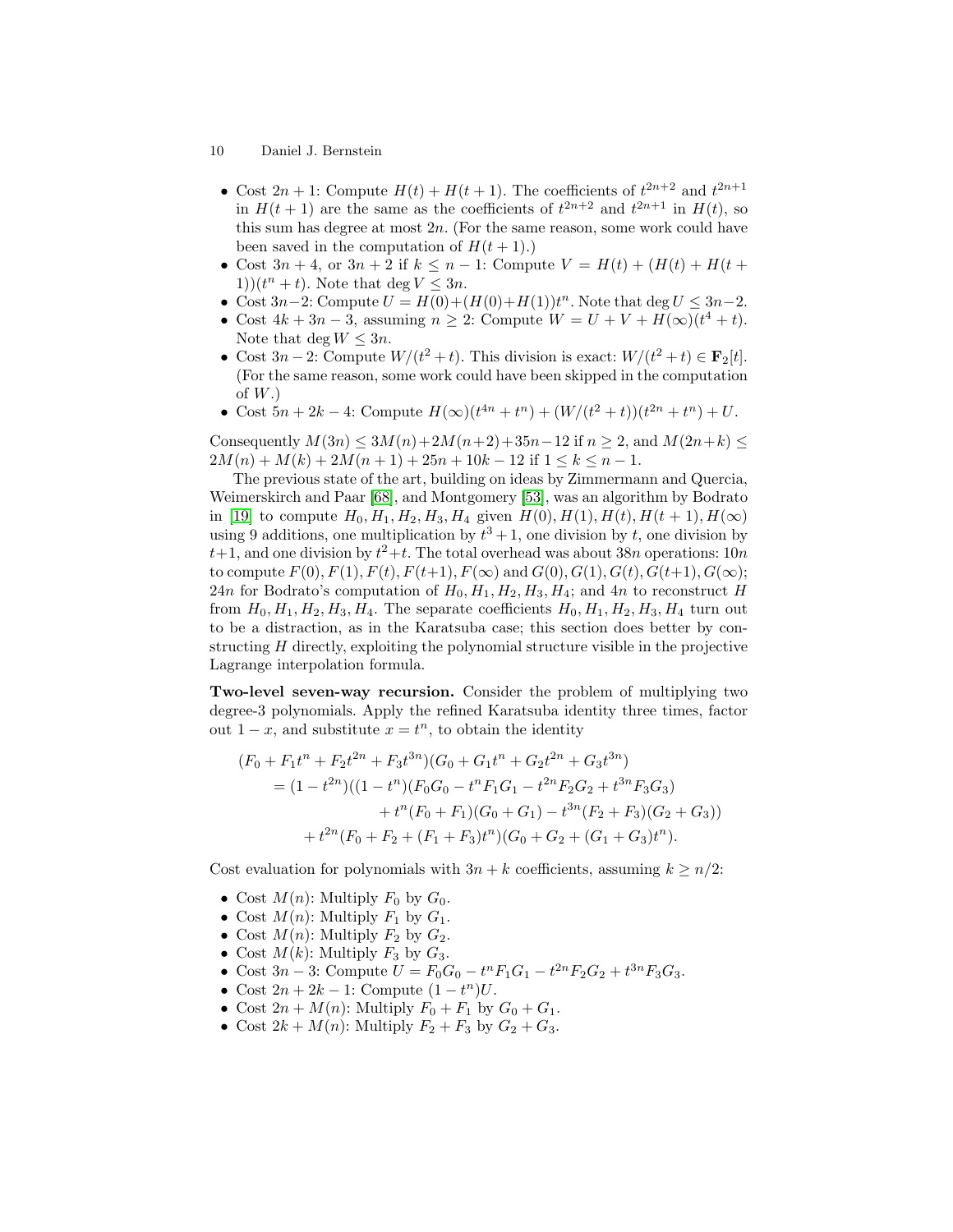- Cost $2n+1$: Compute $H(t) + H(t+1)$. The coefficients of $t^{2n+2}$ and $t^{2n+1}$ in $H(t+1)$ are the same as the coefficients of $t^{2n+2}$ and $t^{2n+1}$ in $H(t)$, so this sum has degree at most $2n$. (For the same reason, some work could have been saved in the computation of $H(t+1)$.)
- Cost $3n+4$, or $3n+2$ if $k \le n-1$: Compute $V = H(t) + (H(t) + H(t+1))(t^n + t)$. Note that $\deg V \le 3n$.
- Cost $3n-2$: Compute $U = H(0)+(H(0)+H(1))t^n$. Note that $\deg U \le 3n-2$.
- Cost $4k+3n-3$, assuming $n \ge 2$: Compute $W = U + V + H(\infty)(t^4 + t)$. Note that $\deg W \le 3n$.
- Cost $3n-2$: Compute $W/(t^2+t)$. This division is exact: $W/(t^2+t) \in \mathbf{F}_2[t]$. (For the same reason, some work could have been skipped in the computation of $W$.)
- Cost $5n+2k-4$: Compute $H(\infty)(t^{4n} + t^n) + (W/(t^2+t))(t^{2n} + t^n) + U$.

Consequently $M(3n) \le 3M(n)+2M(n+2)+35n-12$ if $n \ge 2$, and $M(2n+k) \le 2M(n) + M(k) + 2M(n+1) + 25n + 10k - 12$ if $1 \le k \le n-1$.

The previous state of the art, building on ideas by Zimmermann and Quercia, Weimerskirch and Paar [68], and Montgomery [53], was an algorithm by Bodrato in [19] to compute $H_0, H_1, H_2, H_3, H_4$ given $H(0), H(1), H(t), H(t+1), H(\infty)$ using 9 additions, one multiplication by $t^3+1$, one division by $t$, one division by $t+1$, and one division by $t^2+t$. The total overhead was about $38n$ operations: $10n$ to compute $F(0), F(1), F(t), F(t+1), F(\infty)$ and $G(0), G(1), G(t), G(t+1), G(\infty)$; $24n$ for Bodrato's computation of $H_0, H_1, H_2, H_3, H_4$; and $4n$ to reconstruct $H$ from $H_0, H_1, H_2, H_3, H_4$. The separate coefficients $H_0, H_1, H_2, H_3, H_4$ turn out to be a distraction, as in the Karatsuba case; this section does better by constructing $H$ directly, exploiting the polynomial structure visible in the projective Lagrange interpolation formula.

**Two-level seven-way recursion.** Consider the problem of multiplying two degree-3 polynomials. Apply the refined Karatsuba identity three times, factor out $1-x$, and substitute $x = t^n$, to obtain the identity

$$\begin{aligned}
&(F_0 + F_1 t^n + F_2 t^{2n} + F_3 t^{3n})(G_0 + G_1 t^n + G_2 t^{2n} + G_3 t^{3n}) \\
&\quad = (1 - t^{2n})((1 - t^n)(F_0 G_0 - t^n F_1 G_1 - t^{2n} F_2 G_2 + t^{3n} F_3 G_3) \\
&\qquad\qquad + t^n (F_0 + F_1)(G_0 + G_1) - t^{3n}(F_2 + F_3)(G_2 + G_3)) \\
&\qquad + t^{2n}(F_0 + F_2 + (F_1 + F_3)t^n)(G_0 + G_2 + (G_1 + G_3)t^n).
\end{aligned}$$

Cost evaluation for polynomials with $3n+k$ coefficients, assuming $k \ge n/2$:

- Cost $M(n)$: Multiply $F_0$ by $G_0$.
- Cost $M(n)$: Multiply $F_1$ by $G_1$.
- Cost $M(n)$: Multiply $F_2$ by $G_2$.
- Cost $M(k)$: Multiply $F_3$ by $G_3$.
- Cost $3n-3$: Compute $U = F_0 G_0 - t^n F_1 G_1 - t^{2n} F_2 G_2 + t^{3n} F_3 G_3$.
- Cost $2n+2k-1$: Compute $(1-t^n)U$.
- Cost $2n + M(n)$: Multiply $F_0 + F_1$ by $G_0 + G_1$.
- Cost $2k + M(n)$: Multiply $F_2 + F_3$ by $G_2 + G_3$.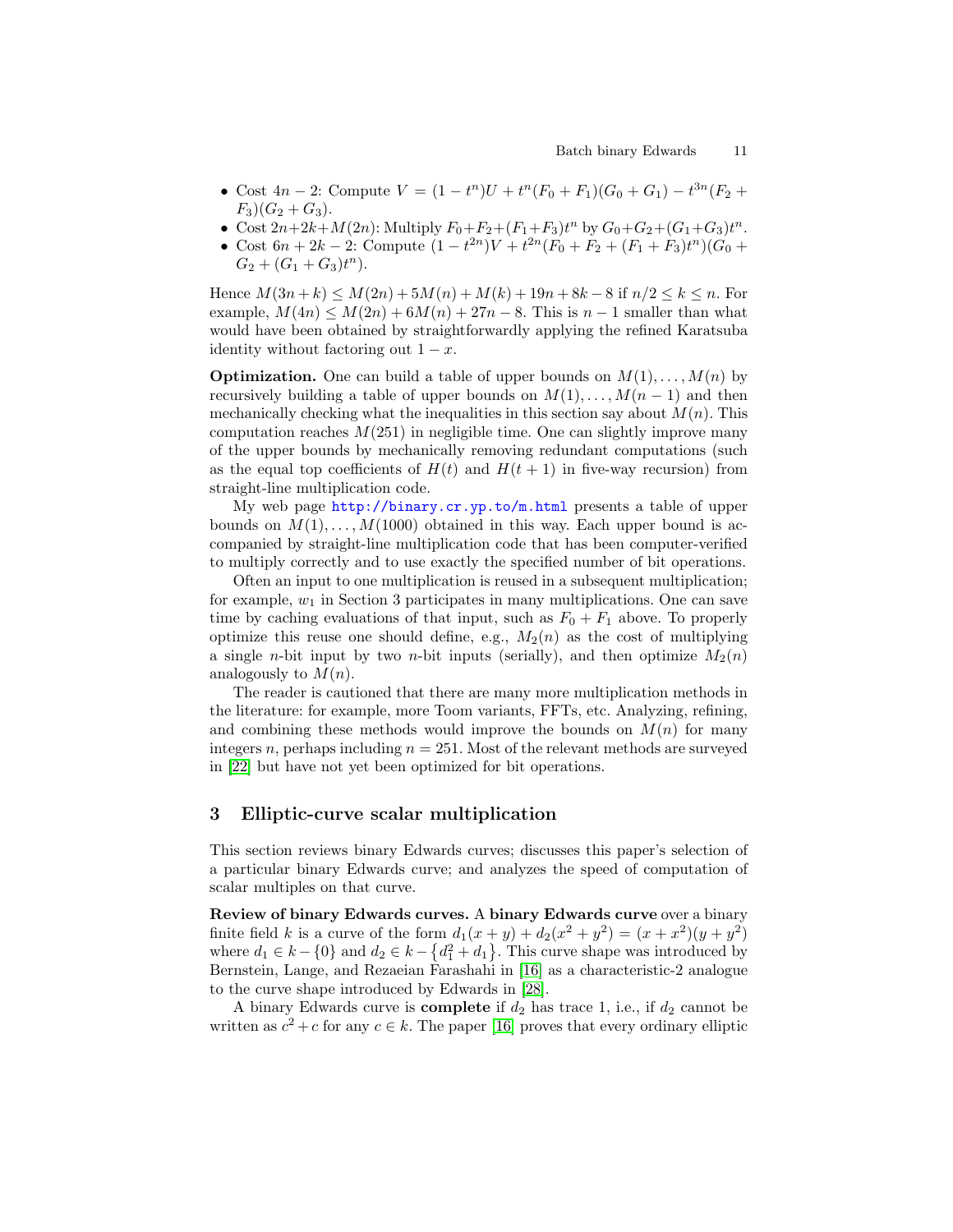- Cost $4n-2$: Compute $V = (1-t^n)U + t^n(F_0+F_1)(G_0+G_1) - t^{3n}(F_2+F_3)(G_2+G_3)$.
- Cost $2n+2k+M(2n)$: Multiply $F_0+F_2+(F_1+F_3)t^n$ by $G_0+G_2+(G_1+G_3)t^n$.
- Cost $6n+2k-2$: Compute $(1-t^{2n})V + t^{2n}(F_0+F_2+(F_1+F_3)t^n)(G_0+G_2+(G_1+G_3)t^n)$.

Hence $M(3n+k) \le M(2n)+5M(n)+M(k)+19n+8k-8$ if $n/2 \le k \le n$. For example, $M(4n) \le M(2n)+6M(n)+27n-8$. This is $n-1$ smaller than what would have been obtained by straightforwardly applying the refined Karatsuba identity without factoring out $1-x$.

**Optimization.** One can build a table of upper bounds on $M(1),\ldots,M(n)$ by recursively building a table of upper bounds on $M(1),\ldots,M(n-1)$ and then mechanically checking what the inequalities in this section say about $M(n)$. This computation reaches $M(251)$ in negligible time. One can slightly improve many of the upper bounds by mechanically removing redundant computations (such as the equal top coefficients of $H(t)$ and $H(t+1)$ in five-way recursion) from straight-line multiplication code.

My web page http://binary.cr.yp.to/m.html presents a table of upper bounds on $M(1),\ldots,M(1000)$ obtained in this way. Each upper bound is accompanied by straight-line multiplication code that has been computer-verified to multiply correctly and to use exactly the specified number of bit operations.

Often an input to one multiplication is reused in a subsequent multiplication; for example, $w_1$ in Section 3 participates in many multiplications. One can save time by caching evaluations of that input, such as $F_0+F_1$ above. To properly optimize this reuse one should define, e.g., $M_2(n)$ as the cost of multiplying a single $n$-bit input by two $n$-bit inputs (serially), and then optimize $M_2(n)$ analogously to $M(n)$.

The reader is cautioned that there are many more multiplication methods in the literature: for example, more Toom variants, FFTs, etc. Analyzing, refining, and combining these methods would improve the bounds on $M(n)$ for many integers $n$, perhaps including $n = 251$. Most of the relevant methods are surveyed in [22] but have not yet been optimized for bit operations.

## 3 Elliptic-curve scalar multiplication

This section reviews binary Edwards curves; discusses this paper's selection of a particular binary Edwards curve; and analyzes the speed of computation of scalar multiples on that curve.

**Review of binary Edwards curves.** A **binary Edwards curve** over a binary finite field $k$ is a curve of the form $d_1(x+y)+d_2(x^2+y^2) = (x+x^2)(y+y^2)$ where $d_1 \in k-\{0\}$ and $d_2 \in k-\{d_1^2+d_1\}$. This curve shape was introduced by Bernstein, Lange, and Rezaeian Farashahi in [16] as a characteristic-2 analogue to the curve shape introduced by Edwards in [28].

A binary Edwards curve is **complete** if $d_2$ has trace 1, i.e., if $d_2$ cannot be written as $c^2+c$ for any $c \in k$. The paper [16] proves that every ordinary elliptic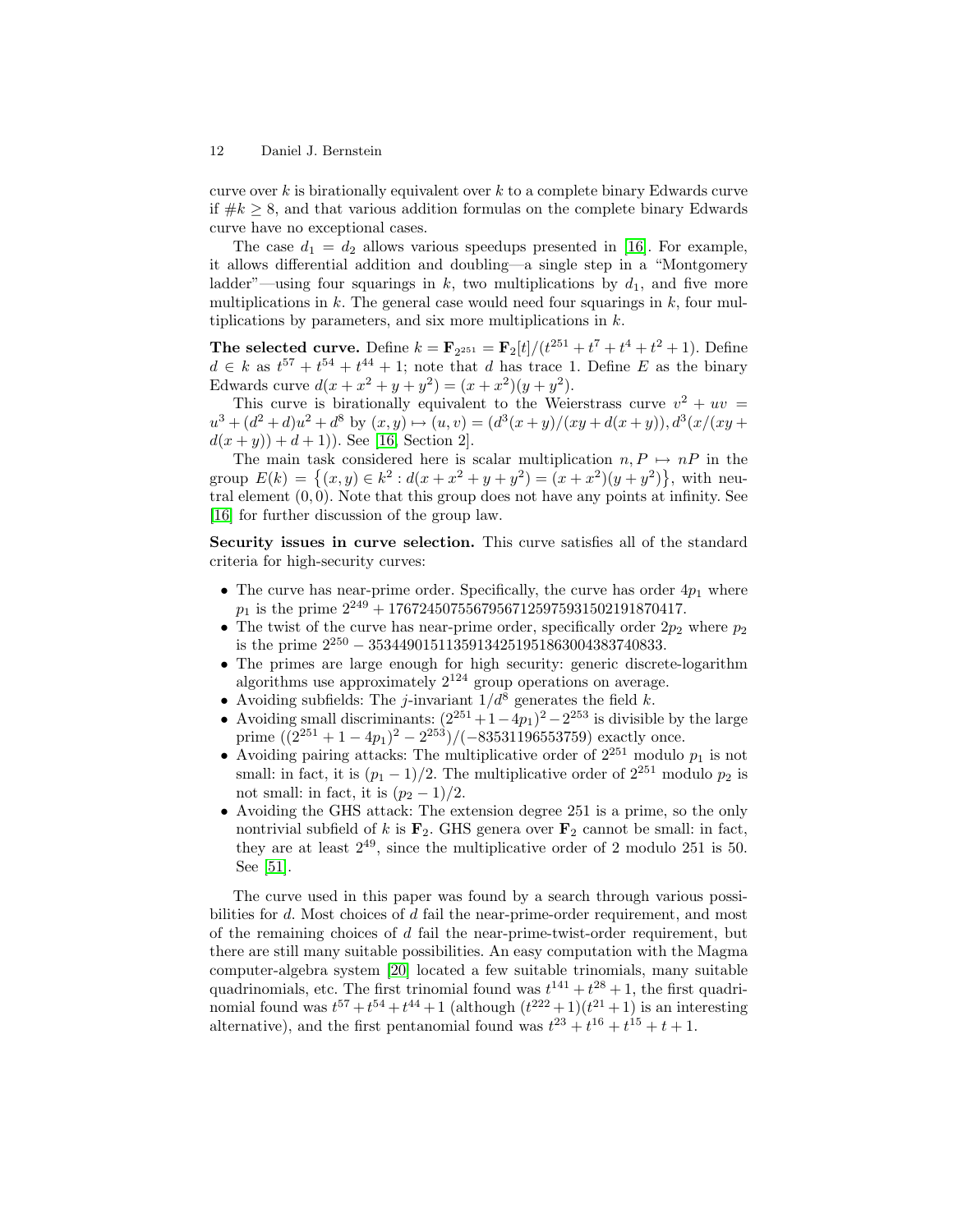curve over $k$ is birationally equivalent over $k$ to a complete binary Edwards curve if $\#k \geq 8$, and that various addition formulas on the complete binary Edwards curve have no exceptional cases.

The case $d_1 = d_2$ allows various speedups presented in [16]. For example, it allows differential addition and doubling—a single step in a "Montgomery ladder"—using four squarings in $k$, two multiplications by $d_1$, and five more multiplications in $k$. The general case would need four squarings in $k$, four multiplications by parameters, and six more multiplications in $k$.

**The selected curve.** Define $k = \mathbf{F}_{2^{251}} = \mathbf{F}_2[t]/(t^{251} + t^7 + t^4 + t^2 + 1)$. Define $d \in k$ as $t^{57} + t^{54} + t^{44} + 1$; note that $d$ has trace 1. Define $E$ as the binary Edwards curve $d(x + x^2 + y + y^2) = (x + x^2)(y + y^2)$.

This curve is birationally equivalent to the Weierstrass curve $v^2 + uv = u^3 + (d^2 + d)u^2 + d^8$ by $(x, y) \mapsto (u, v) = (d^3(x + y)/(xy + d(x + y)), d^3(x/(xy + d(x + y)) + d + 1))$. See [16, Section 2].

The main task considered here is scalar multiplication $n, P \mapsto nP$ in the group $E(k) = \{(x, y) \in k^2 : d(x + x^2 + y + y^2) = (x + x^2)(y + y^2)\}$, with neutral element $(0, 0)$. Note that this group does not have any points at infinity. See [16] for further discussion of the group law.

**Security issues in curve selection.** This curve satisfies all of the standard criteria for high-security curves:

- The curve has near-prime order. Specifically, the curve has order $4p_1$ where $p_1$ is the prime $2^{249} + 17672450755679567125975931502191870417$.
- The twist of the curve has near-prime order, specifically order $2p_2$ where $p_2$ is the prime $2^{250} - 35344901511359134251951863004383740833$.
- The primes are large enough for high security: generic discrete-logarithm algorithms use approximately $2^{124}$ group operations on average.
- Avoiding subfields: The $j$-invariant $1/d^8$ generates the field $k$.
- Avoiding small discriminants: $(2^{251} + 1 - 4p_1)^2 - 2^{253}$ is divisible by the large prime $((2^{251} + 1 - 4p_1)^2 - 2^{253})/(-83531196553759)$ exactly once.
- Avoiding pairing attacks: The multiplicative order of $2^{251}$ modulo $p_1$ is not small: in fact, it is $(p_1 - 1)/2$. The multiplicative order of $2^{251}$ modulo $p_2$ is not small: in fact, it is $(p_2 - 1)/2$.
- Avoiding the GHS attack: The extension degree 251 is a prime, so the only nontrivial subfield of $k$ is $\mathbf{F}_2$. GHS genera over $\mathbf{F}_2$ cannot be small: in fact, they are at least $2^{49}$, since the multiplicative order of 2 modulo 251 is 50. See [51].

The curve used in this paper was found by a search through various possibilities for $d$. Most choices of $d$ fail the near-prime-order requirement, and most of the remaining choices of $d$ fail the near-prime-twist-order requirement, but there are still many suitable possibilities. An easy computation with the Magma computer-algebra system [20] located a few suitable trinomials, many suitable quadrinomials, etc. The first trinomial found was $t^{141} + t^{28} + 1$, the first quadrinomial found was $t^{57} + t^{54} + t^{44} + 1$ (although $(t^{222} + 1)(t^{21} + 1)$ is an interesting alternative), and the first pentanomial found was $t^{23} + t^{16} + t^{15} + t + 1$.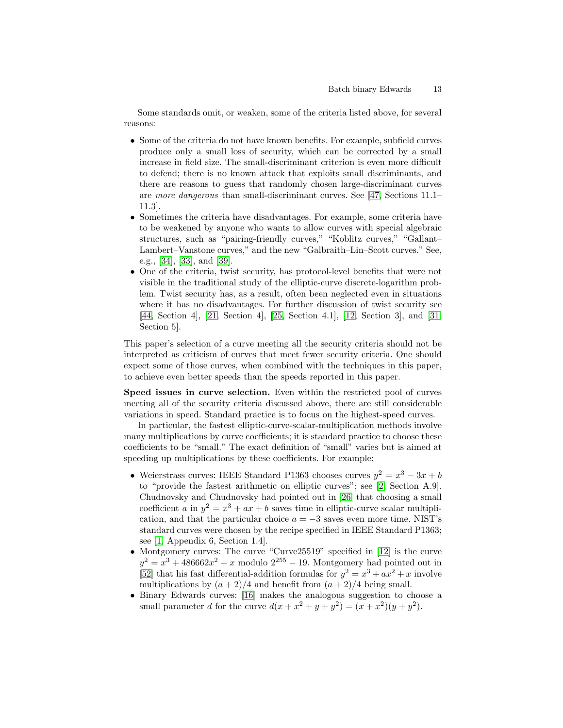Some standards omit, or weaken, some of the criteria listed above, for several reasons:

- Some of the criteria do not have known benefits. For example, subfield curves produce only a small loss of security, which can be corrected by a small increase in field size. The small-discriminant criterion is even more difficult to defend; there is no known attack that exploits small discriminants, and there are reasons to guess that randomly chosen large-discriminant curves are *more dangerous* than small-discriminant curves. See [47, Sections 11.1–11.3].
- Sometimes the criteria have disadvantages. For example, some criteria have to be weakened by anyone who wants to allow curves with special algebraic structures, such as "pairing-friendly curves," "Koblitz curves," "Gallant–Lambert–Vanstone curves," and the new "Galbraith–Lin–Scott curves." See, e.g., [34], [33], and [39].
- One of the criteria, twist security, has protocol-level benefits that were not visible in the traditional study of the elliptic-curve discrete-logarithm problem. Twist security has, as a result, often been neglected even in situations where it has no disadvantages. For further discussion of twist security see [44, Section 4], [21, Section 4], [25, Section 4.1], [12, Section 3], and [31, Section 5].

This paper's selection of a curve meeting all the security criteria should not be interpreted as criticism of curves that meet fewer security criteria. One should expect some of those curves, when combined with the techniques in this paper, to achieve even better speeds than the speeds reported in this paper.

**Speed issues in curve selection.** Even within the restricted pool of curves meeting all of the security criteria discussed above, there are still considerable variations in speed. Standard practice is to focus on the highest-speed curves.

In particular, the fastest elliptic-curve-scalar-multiplication methods involve many multiplications by curve coefficients; it is standard practice to choose these coefficients to be "small." The exact definition of "small" varies but is aimed at speeding up multiplications by these coefficients. For example:

- Weierstrass curves: IEEE Standard P1363 chooses curves $y^2 = x^3 - 3x + b$ to "provide the fastest arithmetic on elliptic curves"; see [2, Section A.9]. Chudnovsky and Chudnovsky had pointed out in [26] that choosing a small coefficient $a$ in $y^2 = x^3 + ax + b$ saves time in elliptic-curve scalar multiplication, and that the particular choice $a = -3$ saves even more time. NIST's standard curves were chosen by the recipe specified in IEEE Standard P1363; see [1, Appendix 6, Section 1.4].
- Montgomery curves: The curve "Curve25519" specified in [12] is the curve $y^2 = x^3 + 486662x^2 + x$ modulo $2^{255} - 19$. Montgomery had pointed out in [52] that his fast differential-addition formulas for $y^2 = x^3 + ax^2 + x$ involve multiplications by $(a+2)/4$ and benefit from $(a+2)/4$ being small.
- Binary Edwards curves: [16] makes the analogous suggestion to choose a small parameter $d$ for the curve $d(x + x^2 + y + y^2) = (x + x^2)(y + y^2)$.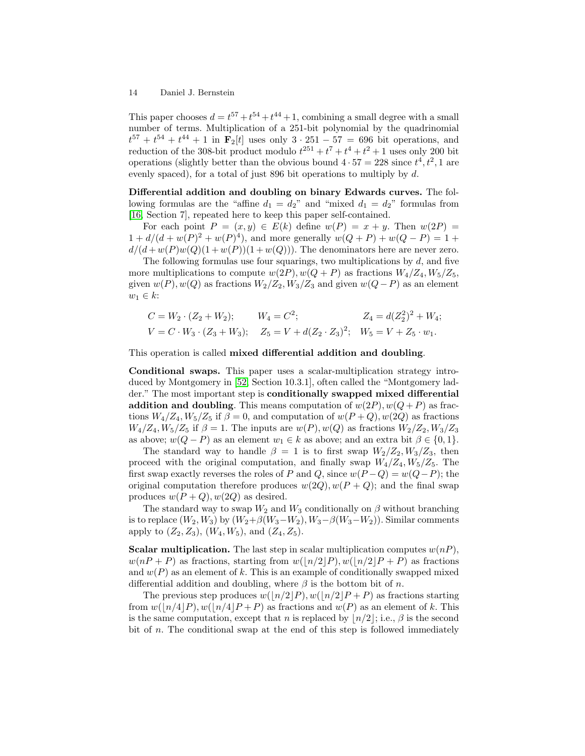This paper chooses $d = t^{57} + t^{54} + t^{44} + 1$, combining a small degree with a small number of terms. Multiplication of a 251-bit polynomial by the quadrinomial $t^{57} + t^{54} + t^{44} + 1$ in $\mathbf{F}_2[t]$ uses only $3 \cdot 251 - 57 = 696$ bit operations, and reduction of the 308-bit product modulo $t^{251} + t^7 + t^4 + t^2 + 1$ uses only 200 bit operations (slightly better than the obvious bound $4 \cdot 57 = 228$ since $t^4, t^2, 1$ are evenly spaced), for a total of just 896 bit operations to multiply by $d$.

**Differential addition and doubling on binary Edwards curves.** The following formulas are the "affine $d_1 = d_2$" and "mixed $d_1 = d_2$" formulas from [16, Section 7], repeated here to keep this paper self-contained.

For each point $P = (x, y) \in E(k)$ define $w(P) = x + y$. Then $w(2P) = 1 + d/(d + w(P)^2 + w(P)^4)$, and more generally $w(Q + P) + w(Q - P) = 1 + d/(d + w(P)w(Q)(1 + w(P))(1 + w(Q)))$. The denominators here are never zero.

The following formulas use four squarings, two multiplications by $d$, and five more multiplications to compute $w(2P), w(Q + P)$ as fractions $W_4/Z_4, W_5/Z_5$, given $w(P), w(Q)$ as fractions $W_2/Z_2, W_3/Z_3$ and given $w(Q - P)$ as an element $w_1 \in k$:

$$C = W_2 \cdot (Z_2 + W_2); \qquad W_4 = C^2; \qquad Z_4 = d(Z_2^2)^2 + W_4;$$
$$V = C \cdot W_3 \cdot (Z_3 + W_3); \quad Z_5 = V + d(Z_2 \cdot Z_3)^2; \quad W_5 = V + Z_5 \cdot w_1.$$

This operation is called **mixed differential addition and doubling**.

**Conditional swaps.** This paper uses a scalar-multiplication strategy introduced by Montgomery in [52, Section 10.3.1], often called the "Montgomery ladder." The most important step is **conditionally swapped mixed differential addition and doubling**. This means computation of $w(2P), w(Q + P)$ as fractions $W_4/Z_4, W_5/Z_5$ if $\beta = 0$, and computation of $w(P + Q), w(2Q)$ as fractions $W_4/Z_4, W_5/Z_5$ if $\beta = 1$. The inputs are $w(P), w(Q)$ as fractions $W_2/Z_2, W_3/Z_3$ as above; $w(Q - P)$ as an element $w_1 \in k$ as above; and an extra bit $\beta \in \{0, 1\}$.

The standard way to handle $\beta = 1$ is to first swap $W_2/Z_2, W_3/Z_3$, then proceed with the original computation, and finally swap $W_4/Z_4, W_5/Z_5$. The first swap exactly reverses the roles of $P$ and $Q$, since $w(P - Q) = w(Q - P)$; the original computation therefore produces $w(2Q), w(P + Q)$; and the final swap produces $w(P + Q), w(2Q)$ as desired.

The standard way to swap $W_2$ and $W_3$ conditionally on $\beta$ without branching is to replace $(W_2, W_3)$ by $(W_2 + \beta(W_3 - W_2), W_3 - \beta(W_3 - W_2))$. Similar comments apply to $(Z_2, Z_3)$, $(W_4, W_5)$, and $(Z_4, Z_5)$.

**Scalar multiplication.** The last step in scalar multiplication computes $w(nP)$, $w(nP + P)$ as fractions, starting from $w(\lfloor n/2 \rfloor P), w(\lfloor n/2 \rfloor P + P)$ as fractions and $w(P)$ as an element of $k$. This is an example of conditionally swapped mixed differential addition and doubling, where $\beta$ is the bottom bit of $n$.

The previous step produces $w(\lfloor n/2 \rfloor P), w(\lfloor n/2 \rfloor P + P)$ as fractions starting from $w(\lfloor n/4 \rfloor P), w(\lfloor n/4 \rfloor P + P)$ as fractions and $w(P)$ as an element of $k$. This is the same computation, except that $n$ is replaced by $\lfloor n/2 \rfloor$; i.e., $\beta$ is the second bit of $n$. The conditional swap at the end of this step is followed immediately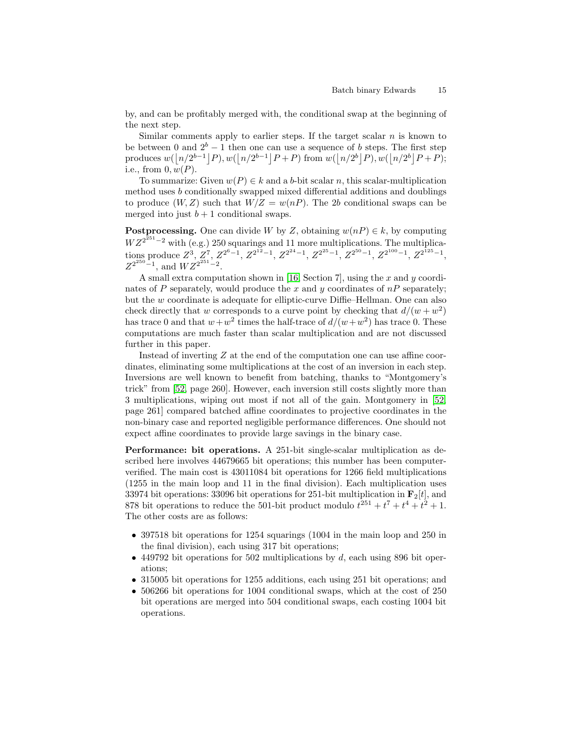by, and can be profitably merged with, the conditional swap at the beginning of the next step.

Similar comments apply to earlier steps. If the target scalar $n$ is known to be between 0 and $2^b - 1$ then one can use a sequence of $b$ steps. The first step produces $w(\lfloor n/2^{b-1} \rfloor P), w(\lfloor n/2^{b-1} \rfloor P + P)$ from $w(\lfloor n/2^b \rfloor P), w(\lfloor n/2^b \rfloor P + P)$; i.e., from $0, w(P)$.

To summarize: Given $w(P) \in k$ and a $b$-bit scalar $n$, this scalar-multiplication method uses $b$ conditionally swapped mixed differential additions and doublings to produce $(W, Z)$ such that $W/Z = w(nP)$. The $2b$ conditional swaps can be merged into just $b + 1$ conditional swaps.

**Postprocessing.** One can divide $W$ by $Z$, obtaining $w(nP) \in k$, by computing $WZ^{2^{251}-2}$ with (e.g.) 250 squarings and 11 more multiplications. The multiplications produce $Z^3$, $Z^7$, $Z^{2^6-1}$, $Z^{2^{12}-1}$, $Z^{2^{24}-1}$, $Z^{2^{25}-1}$, $Z^{2^{50}-1}$, $Z^{2^{100}-1}$, $Z^{2^{125}-1}$, $Z^{2^{250}-1}$, and $WZ^{2^{251}-2}$.

A small extra computation shown in [16, Section 7], using the $x$ and $y$ coordinates of $P$ separately, would produce the $x$ and $y$ coordinates of $nP$ separately; but the $w$ coordinate is adequate for elliptic-curve Diffie–Hellman. One can also check directly that $w$ corresponds to a curve point by checking that $d/(w + w^2)$ has trace 0 and that $w + w^2$ times the half-trace of $d/(w + w^2)$ has trace 0. These computations are much faster than scalar multiplication and are not discussed further in this paper.

Instead of inverting $Z$ at the end of the computation one can use affine coordinates, eliminating some multiplications at the cost of an inversion in each step. Inversions are well known to benefit from batching, thanks to "Montgomery's trick" from [52, page 260]. However, each inversion still costs slightly more than 3 multiplications, wiping out most if not all of the gain. Montgomery in [52, page 261] compared batched affine coordinates to projective coordinates in the non-binary case and reported negligible performance differences. One should not expect affine coordinates to provide large savings in the binary case.

**Performance: bit operations.** A 251-bit single-scalar multiplication as described here involves 44679665 bit operations; this number has been computer-verified. The main cost is 43011084 bit operations for 1266 field multiplications (1255 in the main loop and 11 in the final division). Each multiplication uses 33974 bit operations: 33096 bit operations for 251-bit multiplication in $\mathbf{F}_2[t]$, and 878 bit operations to reduce the 501-bit product modulo $t^{251} + t^7 + t^4 + t^2 + 1$. The other costs are as follows:

- 397518 bit operations for 1254 squarings (1004 in the main loop and 250 in the final division), each using 317 bit operations;
- 449792 bit operations for 502 multiplications by $d$, each using 896 bit operations;
- 315005 bit operations for 1255 additions, each using 251 bit operations; and
- 506266 bit operations for 1004 conditional swaps, which at the cost of 250 bit operations are merged into 504 conditional swaps, each costing 1004 bit operations.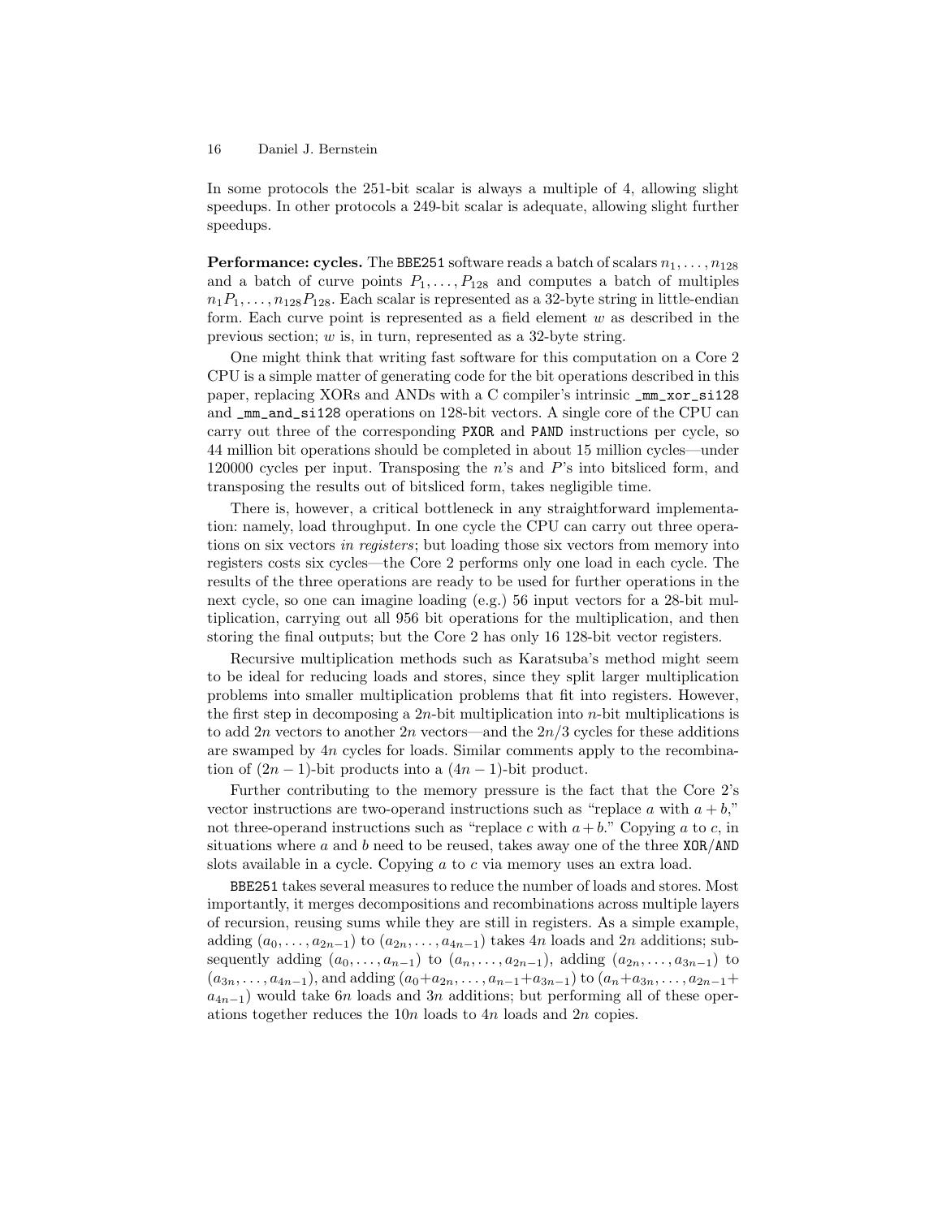In some protocols the 251-bit scalar is always a multiple of 4, allowing slight speedups. In other protocols a 249-bit scalar is adequate, allowing slight further speedups.

**Performance: cycles.** The BBE251 software reads a batch of scalars $n_1, \ldots, n_{128}$ and a batch of curve points $P_1, \ldots, P_{128}$ and computes a batch of multiples $n_1 P_1, \ldots, n_{128} P_{128}$. Each scalar is represented as a 32-byte string in little-endian form. Each curve point is represented as a field element $w$ as described in the previous section; $w$ is, in turn, represented as a 32-byte string.

One might think that writing fast software for this computation on a Core 2 CPU is a simple matter of generating code for the bit operations described in this paper, replacing XORs and ANDs with a C compiler's intrinsic `_mm_xor_si128` and `_mm_and_si128` operations on 128-bit vectors. A single core of the CPU can carry out three of the corresponding `PXOR` and `PAND` instructions per cycle, so 44 million bit operations should be completed in about 15 million cycles—under 120000 cycles per input. Transposing the $n$'s and $P$'s into bitsliced form, and transposing the results out of bitsliced form, takes negligible time.

There is, however, a critical bottleneck in any straightforward implementation: namely, load throughput. In one cycle the CPU can carry out three operations on six vectors *in registers*; but loading those six vectors from memory into registers costs six cycles—the Core 2 performs only one load in each cycle. The results of the three operations are ready to be used for further operations in the next cycle, so one can imagine loading (e.g.) 56 input vectors for a 28-bit multiplication, carrying out all 956 bit operations for the multiplication, and then storing the final outputs; but the Core 2 has only 16 128-bit vector registers.

Recursive multiplication methods such as Karatsuba's method might seem to be ideal for reducing loads and stores, since they split larger multiplication problems into smaller multiplication problems that fit into registers. However, the first step in decomposing a $2n$-bit multiplication into $n$-bit multiplications is to add $2n$ vectors to another $2n$ vectors—and the $2n/3$ cycles for these additions are swamped by $4n$ cycles for loads. Similar comments apply to the recombination of $(2n-1)$-bit products into a $(4n-1)$-bit product.

Further contributing to the memory pressure is the fact that the Core 2's vector instructions are two-operand instructions such as "replace $a$ with $a+b$," not three-operand instructions such as "replace $c$ with $a+b$." Copying $a$ to $c$, in situations where $a$ and $b$ need to be reused, takes away one of the three `XOR`/`AND` slots available in a cycle. Copying $a$ to $c$ via memory uses an extra load.

BBE251 takes several measures to reduce the number of loads and stores. Most importantly, it merges decompositions and recombinations across multiple layers of recursion, reusing sums while they are still in registers. As a simple example, adding $(a_0, \ldots, a_{2n-1})$ to $(a_{2n}, \ldots, a_{4n-1})$ takes $4n$ loads and $2n$ additions; subsequently adding $(a_0, \ldots, a_{n-1})$ to $(a_n, \ldots, a_{2n-1})$, adding $(a_{2n}, \ldots, a_{3n-1})$ to $(a_{3n}, \ldots, a_{4n-1})$, and adding $(a_0+a_{2n}, \ldots, a_{n-1}+a_{3n-1})$ to $(a_n+a_{3n}, \ldots, a_{2n-1}+a_{4n-1})$ would take $6n$ loads and $3n$ additions; but performing all of these operations together reduces the $10n$ loads to $4n$ loads and $2n$ copies.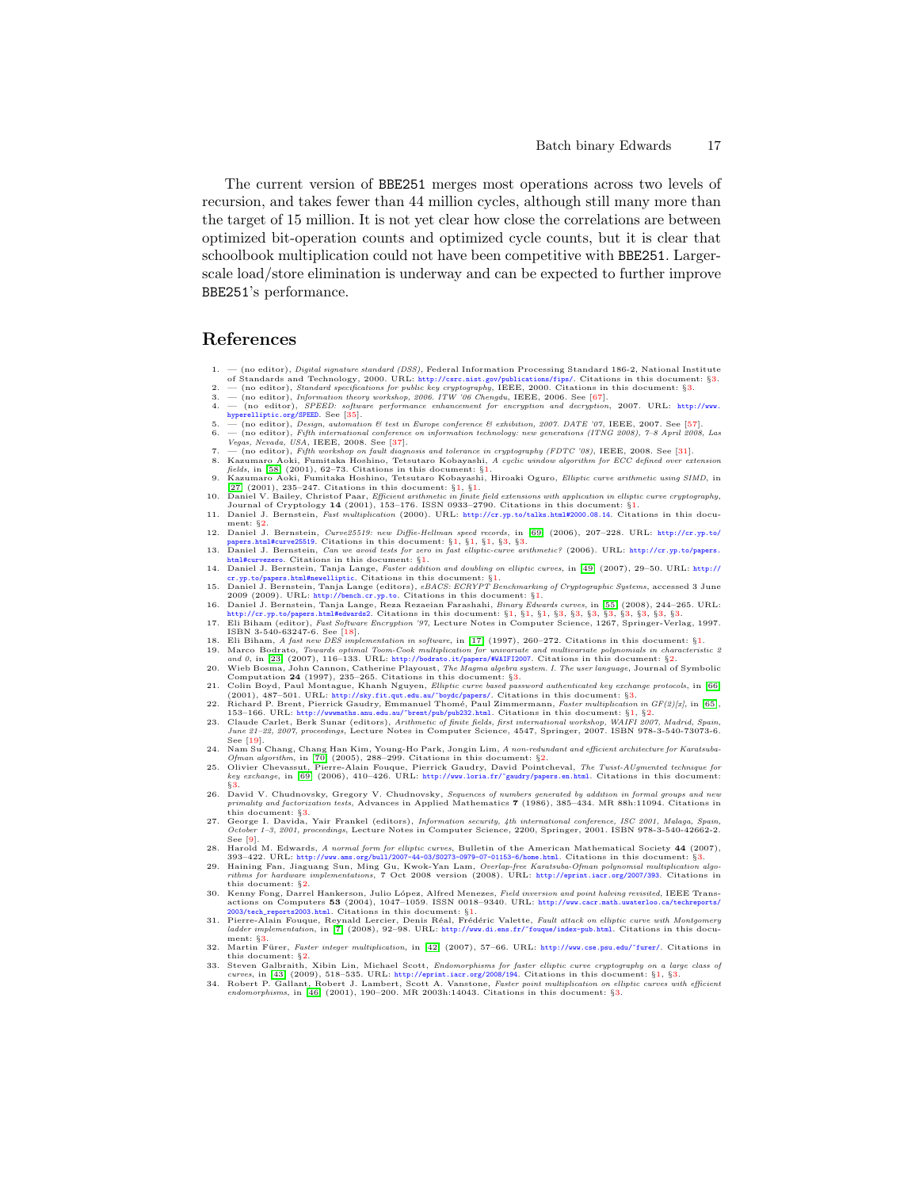The current version of BBE251 merges most operations across two levels of recursion, and takes fewer than 44 million cycles, although still many more than the target of 15 million. It is not yet clear how close the correlations are between optimized bit-operation counts and optimized cycle counts, but it is clear that schoolbook multiplication could not have been competitive with BBE251. Larger-scale load/store elimination is underway and can be expected to further improve BBE251's performance.

## References

1. — (no editor), *Digital signature standard (DSS)*, Federal Information Processing Standard 186-2, National Institute of Standards and Technology, 2000. URL: http://csrc.nist.gov/publications/fips/. Citations in this document: §3.
2. — (no editor), *Standard specifications for public key cryptography*, IEEE, 2000. Citations in this document: §3.
3. — (no editor), *Information theory workshop, 2006. ITW '06 Chengdu*, IEEE, 2006. See [67].
4. — (no editor), *SPEED: software performance enhancement for encryption and decryption*, 2007. URL: http://www.hyperelliptic.org/SPEED. See [35].
5. — (no editor), *Design, automation & test in Europe conference & exhibition, 2007. DATE '07*, IEEE, 2007. See [57].
6. — (no editor), *Fifth international conference on information technology: new generations (ITNG 2008), 7–8 April 2008, Las Vegas, Nevada, USA*, IEEE, 2008. See [37].
7. — (no editor), *Fifth workshop on fault diagnosis and tolerance in cryptography (FDTC '08)*, IEEE, 2008. See [31].
8. Kazumaro Aoki, Fumitaka Hoshino, Tetsutaro Kobayashi, *A cyclic window algorithm for ECC defined over extension fields*, in [58] (2001), 62–73. Citations in this document: §1.
9. Kazumaro Aoki, Fumitaka Hoshino, Tetsutaro Kobayashi, Hiroaki Oguro, *Elliptic curve arithmetic using SIMD*, in [27] (2001), 235–247. Citations in this document: §1, §1.
10. Daniel V. Bailey, Christof Paar, *Efficient arithmetic in finite field extensions with application in elliptic curve cryptography*, Journal of Cryptology **14** (2001), 153–176. ISSN 0933–2790. Citations in this document: §1.
11. Daniel J. Bernstein, *Fast multiplication* (2000). URL: http://cr.yp.to/talks.html#2000.08.14. Citations in this document: §2.
12. Daniel J. Bernstein, *Curve25519: new Diffie-Hellman speed records*, in [69] (2006), 207–228. URL: http://cr.yp.to/papers.html#curve25519. Citations in this document: §1, §1, §1, §3, §3.
13. Daniel J. Bernstein, *Can we avoid tests for zero in fast elliptic-curve arithmetic?* (2006). URL: http://cr.yp.to/papers.html#curvezero. Citations in this document: §1.
14. Daniel J. Bernstein, Tanja Lange, *Faster addition and doubling on elliptic curves*, in [49] (2007), 29–50. URL: http://cr.yp.to/papers.html#newelliptic. Citations in this document: §1.
15. Daniel J. Bernstein, Tanja Lange (editors), *eBACS: ECRYPT Benchmarking of Cryptographic Systems*, accessed 3 June 2009 (2009). URL: http://bench.cr.yp.to. Citations in this document: §1.
16. Daniel J. Bernstein, Tanja Lange, Reza Rezaeian Farashahi, *Binary Edwards curves*, in [55] (2008), 244–265. URL: http://cr.yp.to/papers.html#edwards2. Citations in this document: §1, §1, §1, §3, §3, §3, §3, §3, §3, §3, §3.
17. Eli Biham (editor), *Fast Software Encryption '97*, Lecture Notes in Computer Science, 1267, Springer-Verlag, 1997. ISBN 3-540-63247-6. See [18].
18. Eli Biham, *A fast new DES implementation in software*, in [17] (1997), 260–272. Citations in this document: §1.
19. Marco Bodrato, *Towards optimal Toom-Cook multiplication for univariate and multivariate polynomials in characteristic 2 and 0*, in [23] (2007), 116–133. URL: http://bodrato.it/papers/#WAIFI2007. Citations in this document: §2.
20. Wieb Bosma, John Cannon, Catherine Playoust, *The Magma algebra system. I. The user language*, Journal of Symbolic Computation **24** (1997), 235–265. Citations in this document: §3.
21. Colin Boyd, Paul Montague, Khanh Nguyen, *Elliptic curve based password authenticated key exchange protocols*, in [66] (2001), 487–501. URL: http://sky.fit.qut.edu.au/~boydc/papers/. Citations in this document: §3.
22. Richard P. Brent, Pierrick Gaudry, Emmanuel Thomé, Paul Zimmermann, *Faster multiplication in GF(2)[x]*, in [65], 153–166. URL: http://wwwmaths.anu.edu.au/~brent/pub/pub232.html. Citations in this document: §1, §2.
23. Claude Carlet, Berk Sunar (editors), *Arithmetic of finite fields, first international workshop, WAIFI 2007, Madrid, Spain, June 21–22, 2007, proceedings*, Lecture Notes in Computer Science, 4547, Springer, 2007. ISBN 978-3-540-73073-6. See [19].
24. Nam Su Chang, Chang Han Kim, Young-Ho Park, Jongin Lim, *A non-redundant and efficient architecture for Karatsuba-Ofman algorithm*, in [70] (2005), 288–299. Citations in this document: §2.
25. Olivier Chevassut, Pierre-Alain Fouque, Pierrick Gaudry, David Pointcheval, *The Twist-AUgmented technique for key exchange*, in [69] (2006), 410–426. URL: http://www.loria.fr/~gaudry/papers.en.html. Citations in this document: §3.
26. David V. Chudnovsky, Gregory V. Chudnovsky, *Sequences of numbers generated by addition in formal groups and new primality and factorization tests*, Advances in Applied Mathematics **7** (1986), 385–434. MR 88h:11094. Citations in this document: §3.
27. George I. Davida, Yair Frankel (editors), *Information security, 4th international conference, ISC 2001, Malaga, Spain, October 1–3, 2001, proceedings*, Lecture Notes in Computer Science, 2200, Springer, 2001. ISBN 978-3-540-42662-2. See [9].
28. Harold M. Edwards, *A normal form for elliptic curves*, Bulletin of the American Mathematical Society **44** (2007), 393–422. URL: http://www.ams.org/bull/2007-44-03/S0273-0979-07-01153-6/home.html. Citations in this document: §3.
29. Haining Fan, Jiaguang Sun, Ming Gu, Kwok-Yan Lam, *Overlap-free Karatsuba-Ofman polynomial multiplication algorithms for hardware implementations*, 7 Oct 2008 version (2008). URL: http://eprint.iacr.org/2007/393. Citations in this document: §2.
30. Kenny Fong, Darrel Hankerson, Julio López, Alfred Menezes, *Field inversion and point halving revisited*, IEEE Transactions on Computers **53** (2004), 1047–1059. ISSN 0018–9340. URL: http://www.cacr.math.uwaterloo.ca/techreports/2003/tech_reports2003.html. Citations in this document: §1.
31. Pierre-Alain Fouque, Reynald Lercier, Denis Réal, Frédéric Valette, *Fault attack on elliptic curve with Montgomery ladder implementation*, in [7] (2008), 92–98. URL: http://www.di.ens.fr/~fouque/index-pub.html. Citations in this document: §3.
32. Martin Fürer, *Faster integer multiplication*, in [42] (2007), 57–66. URL: http://www.cse.psu.edu/~furer/. Citations in this document: §2.
33. Steven Galbraith, Xibin Lin, Michael Scott, *Endomorphisms for faster elliptic curve cryptography on a large class of curves*, in [43] (2009), 518–535. URL: http://eprint.iacr.org/2008/194. Citations in this document: §1, §3.
34. Robert P. Gallant, Robert J. Lambert, Scott A. Vanstone, *Faster point multiplication on elliptic curves with efficient endomorphisms*, in [46] (2001), 190–200. MR 2003h:14043. Citations in this document: §3.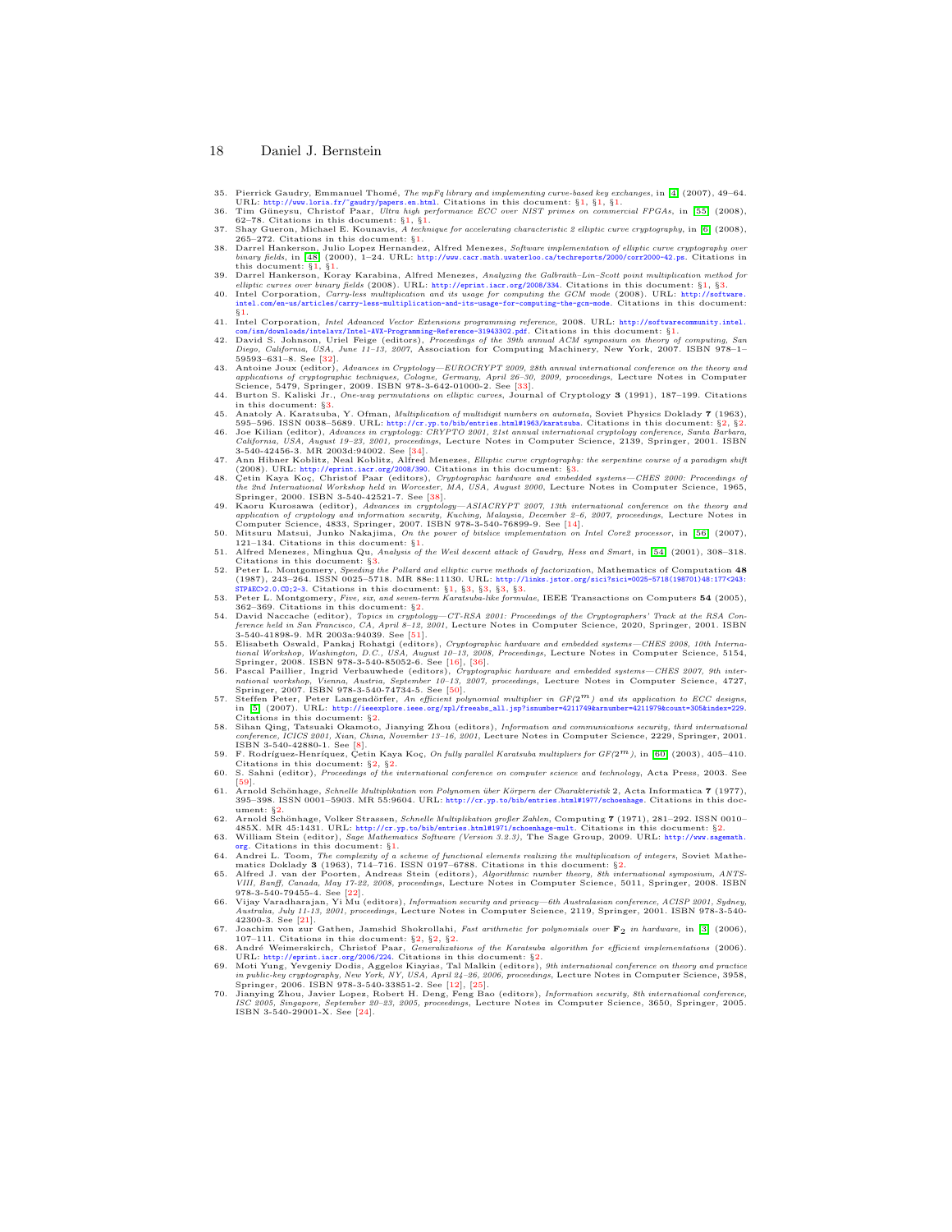35. Pierrick Gaudry, Emmanuel Thomé, *The mpFq library and implementing curve-based key exchanges*, in [4] (2007), 49–64. URL: http://www.loria.fr/~gaudry/papers.en.html. Citations in this document: §1, §1, §1.
36. Tim Güneysu, Christof Paar, *Ultra high performance ECC over NIST primes on commercial FPGAs*, in [55] (2008), 62–78. Citations in this document: §1, §1.
37. Shay Gueron, Michael E. Kounavis, *A technique for accelerating characteristic 2 elliptic curve cryptography*, in [6] (2008), 265–272. Citations in this document: §1.
38. Darrel Hankerson, Julio Lopez Hernandez, Alfred Menezes, *Software implementation of elliptic curve cryptography over binary fields*, in [48] (2000), 1–24. URL: http://www.cacr.math.uwaterloo.ca/techreports/2000/corr2000-42.ps. Citations in this document: §1, §1.
39. Darrel Hankerson, Koray Karabina, Alfred Menezes, *Analyzing the Galbraith–Lin–Scott point multiplication method for elliptic curves over binary fields* (2008). URL: http://eprint.iacr.org/2008/334. Citations in this document: §1, §3.
40. Intel Corporation, *Carry-less multiplication and its usage for computing the GCM mode* (2008). URL: http://software.intel.com/en-us/articles/carry-less-multiplication-and-its-usage-for-computing-the-gcm-mode. Citations in this document: §1.
41. Intel Corporation, *Intel Advanced Vector Extensions programming reference*, 2008. URL: http://softwarecommunity.intel.com/isn/downloads/intelavx/Intel-AVX-Programming-Reference-31943302.pdf. Citations in this document: §1.
42. David S. Johnson, Uriel Feige (editors), *Proceedings of the 39th annual ACM symposium on theory of computing, San Diego, California, USA, June 11–13, 2007*, Association for Computing Machinery, New York, 2007. ISBN 978–1–59593–631–8. See [32].
43. Antoine Joux (editor), *Advances in Cryptology—EUROCRYPT 2009, 28th annual international conference on the theory and applications of cryptographic techniques, Cologne, Germany, April 26–30, 2009, proceedings*, Lecture Notes in Computer Science, 5479, Springer, 2009. ISBN 978-3-642-01000-2. See [33].
44. Burton S. Kaliski Jr., *One-way permutations on elliptic curves*, Journal of Cryptology **3** (1991), 187–199. Citations in this document: §3.
45. Anatoly A. Karatsuba, Y. Ofman, *Multiplication of multidigit numbers on automata*, Soviet Physics Doklady **7** (1963), 595–596. ISSN 0038–5689. URL: http://cr.yp.to/bib/entries.html#1963/karatsuba. Citations in this document: §2, §2.
46. Joe Kilian (editor), *Advances in cryptology: CRYPTO 2001, 21st annual international cryptology conference, Santa Barbara, California, USA, August 19–23, 2001, proceedings*, Lecture Notes in Computer Science, 2139, Springer, 2001. ISBN 3-540-42456-3. MR 2003d:94002. See [34].
47. Ann Hibner Koblitz, Neal Koblitz, Alfred Menezes, *Elliptic curve cryptography: the serpentine course of a paradigm shift* (2008). URL: http://eprint.iacr.org/2008/390. Citations in this document: §3.
48. Çetin Kaya Koç, Christof Paar (editors), *Cryptographic hardware and embedded systems—CHES 2000: Proceedings of the 2nd International Workshop held in Worcester, MA, USA, August 2000*, Lecture Notes in Computer Science, 1965, Springer, 2000. ISBN 3-540-42521-7. See [38].
49. Kaoru Kurosawa (editor), *Advances in cryptology—ASIACRYPT 2007, 13th international conference on the theory and application of cryptology and information security, Kuching, Malaysia, December 2–6, 2007, proceedings*, Lecture Notes in Computer Science, 4833, Springer, 2007. ISBN 978-3-540-76899-9. See [14].
50. Mitsuru Matsui, Junko Nakajima, *On the power of bitslice implementation on Intel Core2 processor*, in [56] (2007), 121–134. Citations in this document: §1.
51. Alfred Menezes, Minghua Qu, *Analysis of the Weil descent attack of Gaudry, Hess and Smart*, in [54] (2001), 308–318. Citations in this document: §3.
52. Peter L. Montgomery, *Speeding the Pollard and elliptic curve methods of factorization*, Mathematics of Computation **48** (1987), 243–264. ISSN 0025–5718. MR 88e:11130. URL: http://links.jstor.org/sici?sici=0025-5718(198701)48:177<243:STPAEC>2.0.CO;2-3. Citations in this document: §1, §3, §3, §3, §3.
53. Peter L. Montgomery, *Five, six, and seven-term Karatsuba-like formulae*, IEEE Transactions on Computers **54** (2005), 362–369. Citations in this document: §2.
54. David Naccache (editor), *Topics in cryptology—CT-RSA 2001: Proceedings of the Cryptographers' Track at the RSA Conference held in San Francisco, CA, April 8–12, 2001*, Lecture Notes in Computer Science, 2020, Springer, 2001. ISBN 3-540-41898-9. MR 2003a:94039. See [51].
55. Elisabeth Oswald, Pankaj Rohatgi (editors), *Cryptographic hardware and embedded systems—CHES 2008, 10th International Workshop, Washington, D.C., USA, August 10–13, 2008, Proceedings*, Lecture Notes in Computer Science, 5154, Springer, 2008. ISBN 978-3-540-85052-6. See [16], [36].
56. Pascal Paillier, Ingrid Verbauwhede (editors), *Cryptographic hardware and embedded systems—CHES 2007, 9th international workshop, Vienna, Austria, September 10–13, 2007, proceedings*, Lecture Notes in Computer Science, 4727, Springer, 2007. ISBN 978-3-540-74734-5. See [50].
57. Steffen Peter, Peter Langendörfer, *An efficient polynomial multiplier in GF($2^m$) and its application to ECC designs*, in [5] (2007). URL: http://ieeexplore.ieee.org/xpl/freeabs_all.jsp?isnumber=4211749&arnumber=4211979&count=305&index=229. Citations in this document: §2.
58. Sihan Qing, Tatsuaki Okamoto, Jianying Zhou (editors), *Information and communications security, third international conference, ICICS 2001, Xian, China, November 13–16, 2001*, Lecture Notes in Computer Science, 2229, Springer, 2001. ISBN 3-540-42880-1. See [8].
59. F. Rodríguez-Henríquez, Çetin Kaya Koç, *On fully parallel Karatsuba multipliers for GF($2^m$)*, in [60] (2003), 405–410. Citations in this document: §2, §2.
60. S. Sahni (editor), *Proceedings of the international conference on computer science and technology*, Acta Press, 2003. See [59].
61. Arnold Schönhage, *Schnelle Multiplikation von Polynomen über Körpern der Charakteristik 2*, Acta Informatica **7** (1977), 395–398. ISSN 0001–5903. MR 55:9604. URL: http://cr.yp.to/bib/entries.html#1977/schoenhage. Citations in this document: §2.
62. Arnold Schönhage, Volker Strassen, *Schnelle Multiplikation großer Zahlen*, Computing **7** (1971), 281–292. ISSN 0010–485X. MR 45:1431. URL: http://cr.yp.to/bib/entries.html#1971/schoenhage-mult. Citations in this document: §2.
63. William Stein (editor), *Sage Mathematics Software (Version 3.2.3)*, The Sage Group, 2009. URL: http://www.sagemath.org. Citations in this document: §1.
64. Andrei L. Toom, *The complexity of a scheme of functional elements realizing the multiplication of integers*, Soviet Mathematics Doklady **3** (1963), 714–716. ISSN 0197–6788. Citations in this document: §2.
65. Alfred J. van der Poorten, Andreas Stein (editors), *Algorithmic number theory, 8th international symposium, ANTS-VIII, Banff, Canada, May 17-22, 2008, proceedings*, Lecture Notes in Computer Science, 5011, Springer, 2008. ISBN 978-3-540-79455-4. See [22].
66. Vijay Varadharajan, Yi Mu (editors), *Information security and privacy—6th Australasian conference, ACISP 2001, Sydney, Australia, July 11-13, 2001, proceedings*, Lecture Notes in Computer Science, 2119, Springer, 2001. ISBN 978-3-540-42300-3. See [21].
67. Joachim von zur Gathen, Jamshid Shokrollahi, *Fast arithmetic for polynomials over $\mathbf{F}_2$ in hardware*, in [3] (2006), 107–111. Citations in this document: §2, §2, §2.
68. André Weimerskirch, Christof Paar, *Generalizations of the Karatsuba algorithm for efficient implementations* (2006). URL: http://eprint.iacr.org/2006/224. Citations in this document: §2.
69. Moti Yung, Yevgeniy Dodis, Aggelos Kiayias, Tal Malkin (editors), *9th international conference on theory and practice in public-key cryptography, New York, NY, USA, April 24–26, 2006, proceedings*, Lecture Notes in Computer Science, 3958, Springer, 2006. ISBN 978-3-540-33851-2. See [12], [25].
70. Jianying Zhou, Javier Lopez, Robert H. Deng, Feng Bao (editors), *Information security, 8th international conference, ISC 2005, Singapore, September 20–23, 2005, proceedings*, Lecture Notes in Computer Science, 3650, Springer, 2005. ISBN 3-540-29001-X. See [24].